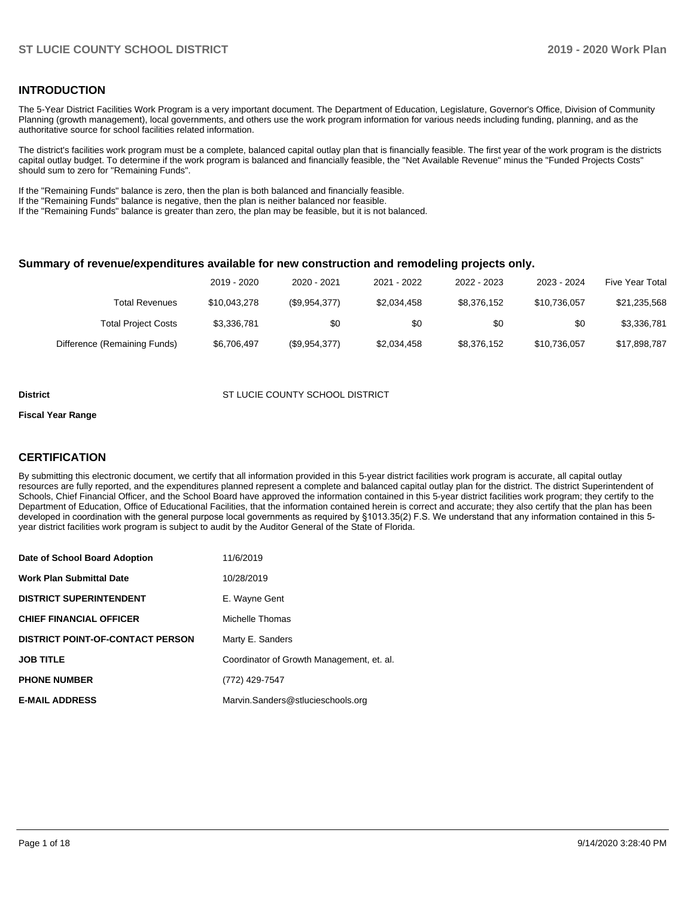## INTRODUCTION

The 5-Year District Facilities Work Program is a very important document. The Department of Education, Legislature, Governor's Office, Division of Community Planning (growth management), local governments, and others use the work program information for various needs including funding, planning, and as the authoritative source for school facilities related information.

The district's facilities work program must be a complete, balanced capital outlay plan that is financially feasible. The first year of the work program is the districts capital outlay budget. To determine if the work program is balanced and financially feasible, the "Net Available Revenue" minus the "Funded Projects Costs" should sum to zero for "Remaining Funds".

If the "Remaining Funds" balance is zero, then the plan is both balanced and financially feasible.
If the "Remaining Funds" balance is negative, then the plan is neither balanced nor feasible.
If the "Remaining Funds" balance is greater than zero, the plan may be feasible, but it is not balanced.

### Summary of revenue/expenditures available for new construction and remodeling projects only.

| | 2019 - 2020 | 2020 - 2021 | 2021 - 2022 | 2022 - 2023 | 2023 - 2024 | Five Year Total |
|---|---|---|---|---|---|---|
| Total Revenues | $10,043,278 | ($9,954,377) | $2,034,458 | $8,376,152 | $10,736,057 | $21,235,568 |
| Total Project Costs | $3,336,781 | $0 | $0 | $0 | $0 | $3,336,781 |
| Difference (Remaining Funds) | $6,706,497 | ($9,954,377) | $2,034,458 | $8,376,152 | $10,736,057 | $17,898,787 |

**District** ST LUCIE COUNTY SCHOOL DISTRICT

**Fiscal Year Range**

## CERTIFICATION

By submitting this electronic document, we certify that all information provided in this 5-year district facilities work program is accurate, all capital outlay resources are fully reported, and the expenditures planned represent a complete and balanced capital outlay plan for the district. The district Superintendent of Schools, Chief Financial Officer, and the School Board have approved the information contained in this 5-year district facilities work program; they certify to the Department of Education, Office of Educational Facilities, that the information contained herein is correct and accurate; they also certify that the plan has been developed in coordination with the general purpose local governments as required by §1013.35(2) F.S. We understand that any information contained in this 5-year district facilities work program is subject to audit by the Auditor General of the State of Florida.

| | |
|---|---|
| **Date of School Board Adoption** | 11/6/2019 |
| **Work Plan Submittal Date** | 10/28/2019 |
| **DISTRICT SUPERINTENDENT** | E. Wayne Gent |
| **CHIEF FINANCIAL OFFICER** | Michelle Thomas |
| **DISTRICT POINT-OF-CONTACT PERSON** | Marty E. Sanders |
| **JOB TITLE** | Coordinator of Growth Management, et. al. |
| **PHONE NUMBER** | (772) 429-7547 |
| **E-MAIL ADDRESS** | Marvin.Sanders@stlucieschools.org |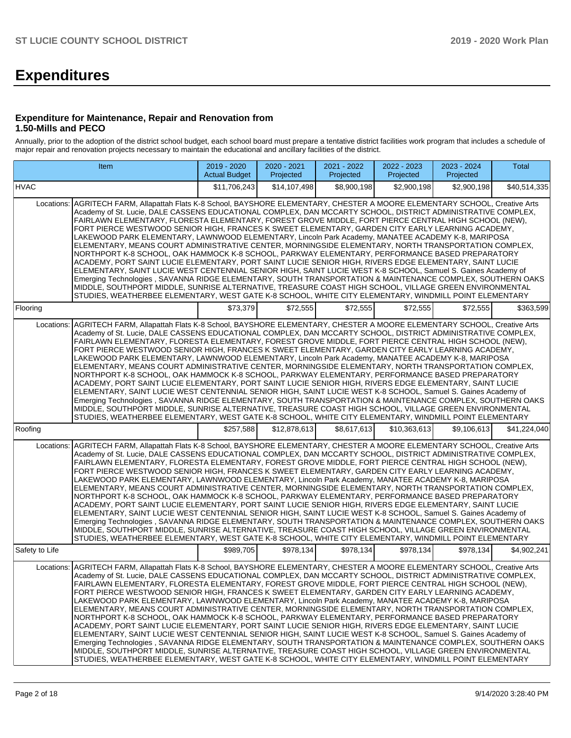# Expenditures

### Expenditure for Maintenance, Repair and Renovation from 1.50-Mills and PECO

Annually, prior to the adoption of the district school budget, each school board must prepare a tentative district facilities work program that includes a schedule of major repair and renovation projects necessary to maintain the educational and ancillary facilities of the district.

| Item | | 2019 - 2020 Actual Budget | 2020 - 2021 Projected | 2021 - 2022 Projected | 2022 - 2023 Projected | 2023 - 2024 Projected | Total |
|---|---|---|---|---|---|---|---|
| HVAC | | $11,706,243 | $14,107,498 | $8,900,198 | $2,900,198 | $2,900,198 | $40,514,335 |
| Locations: | AGRITECH FARM, Allapattah Flats K-8 School, BAYSHORE ELEMENTARY, CHESTER A MOORE ELEMENTARY SCHOOL, Creative Arts Academy of St. Lucie, DALE CASSENS EDUCATIONAL COMPLEX, DAN MCCARTY SCHOOL, DISTRICT ADMINISTRATIVE COMPLEX, FAIRLAWN ELEMENTARY, FLORESTA ELEMENTARY, FOREST GROVE MIDDLE, FORT PIERCE CENTRAL HIGH SCHOOL (NEW), FORT PIERCE WESTWOOD SENIOR HIGH, FRANCES K SWEET ELEMENTARY, GARDEN CITY EARLY LEARNING ACADEMY, LAKEWOOD PARK ELEMENTARY, LAWNWOOD ELEMENTARY, Lincoln Park Academy, MANATEE ACADEMY K-8, MARIPOSA ELEMENTARY, MEANS COURT ADMINISTRATIVE CENTER, MORNINGSIDE ELEMENTARY, NORTH TRANSPORTATION COMPLEX, NORTHPORT K-8 SCHOOL, OAK HAMMOCK K-8 SCHOOL, PARKWAY ELEMENTARY, PERFORMANCE BASED PREPARATORY ACADEMY, PORT SAINT LUCIE ELEMENTARY, PORT SAINT LUCIE SENIOR HIGH, RIVERS EDGE ELEMENTARY, SAINT LUCIE ELEMENTARY, SAINT LUCIE WEST CENTENNIAL SENIOR HIGH, SAINT LUCIE WEST K-8 SCHOOL, Samuel S. Gaines Academy of Emerging Technologies , SAVANNA RIDGE ELEMENTARY, SOUTH TRANSPORTATION & MAINTENANCE COMPLEX, SOUTHERN OAKS MIDDLE, SOUTHPORT MIDDLE, SUNRISE ALTERNATIVE, TREASURE COAST HIGH SCHOOL, VILLAGE GREEN ENVIRONMENTAL STUDIES, WEATHERBEE ELEMENTARY, WEST GATE K-8 SCHOOL, WHITE CITY ELEMENTARY, WINDMILL POINT ELEMENTARY | | | | | | |
| Flooring | | $73,379 | $72,555 | $72,555 | $72,555 | $72,555 | $363,599 |
| Locations: | AGRITECH FARM, Allapattah Flats K-8 School, BAYSHORE ELEMENTARY, CHESTER A MOORE ELEMENTARY SCHOOL, Creative Arts Academy of St. Lucie, DALE CASSENS EDUCATIONAL COMPLEX, DAN MCCARTY SCHOOL, DISTRICT ADMINISTRATIVE COMPLEX, FAIRLAWN ELEMENTARY, FLORESTA ELEMENTARY, FOREST GROVE MIDDLE, FORT PIERCE CENTRAL HIGH SCHOOL (NEW), FORT PIERCE WESTWOOD SENIOR HIGH, FRANCES K SWEET ELEMENTARY, GARDEN CITY EARLY LEARNING ACADEMY, LAKEWOOD PARK ELEMENTARY, LAWNWOOD ELEMENTARY, Lincoln Park Academy, MANATEE ACADEMY K-8, MARIPOSA ELEMENTARY, MEANS COURT ADMINISTRATIVE CENTER, MORNINGSIDE ELEMENTARY, NORTH TRANSPORTATION COMPLEX, NORTHPORT K-8 SCHOOL, OAK HAMMOCK K-8 SCHOOL, PARKWAY ELEMENTARY, PERFORMANCE BASED PREPARATORY ACADEMY, PORT SAINT LUCIE ELEMENTARY, PORT SAINT LUCIE SENIOR HIGH, RIVERS EDGE ELEMENTARY, SAINT LUCIE ELEMENTARY, SAINT LUCIE WEST CENTENNIAL SENIOR HIGH, SAINT LUCIE WEST K-8 SCHOOL, Samuel S. Gaines Academy of Emerging Technologies , SAVANNA RIDGE ELEMENTARY, SOUTH TRANSPORTATION & MAINTENANCE COMPLEX, SOUTHERN OAKS MIDDLE, SOUTHPORT MIDDLE, SUNRISE ALTERNATIVE, TREASURE COAST HIGH SCHOOL, VILLAGE GREEN ENVIRONMENTAL STUDIES, WEATHERBEE ELEMENTARY, WEST GATE K-8 SCHOOL, WHITE CITY ELEMENTARY, WINDMILL POINT ELEMENTARY | | | | | | |
| Roofing | | $257,588 | $12,878,613 | $8,617,613 | $10,363,613 | $9,106,613 | $41,224,040 |
| Locations: | AGRITECH FARM, Allapattah Flats K-8 School, BAYSHORE ELEMENTARY, CHESTER A MOORE ELEMENTARY SCHOOL, Creative Arts Academy of St. Lucie, DALE CASSENS EDUCATIONAL COMPLEX, DAN MCCARTY SCHOOL, DISTRICT ADMINISTRATIVE COMPLEX, FAIRLAWN ELEMENTARY, FLORESTA ELEMENTARY, FOREST GROVE MIDDLE, FORT PIERCE CENTRAL HIGH SCHOOL (NEW), FORT PIERCE WESTWOOD SENIOR HIGH, FRANCES K SWEET ELEMENTARY, GARDEN CITY EARLY LEARNING ACADEMY, LAKEWOOD PARK ELEMENTARY, LAWNWOOD ELEMENTARY, Lincoln Park Academy, MANATEE ACADEMY K-8, MARIPOSA ELEMENTARY, MEANS COURT ADMINISTRATIVE CENTER, MORNINGSIDE ELEMENTARY, NORTH TRANSPORTATION COMPLEX, NORTHPORT K-8 SCHOOL, OAK HAMMOCK K-8 SCHOOL, PARKWAY ELEMENTARY, PERFORMANCE BASED PREPARATORY ACADEMY, PORT SAINT LUCIE ELEMENTARY, PORT SAINT LUCIE SENIOR HIGH, RIVERS EDGE ELEMENTARY, SAINT LUCIE ELEMENTARY, SAINT LUCIE WEST CENTENNIAL SENIOR HIGH, SAINT LUCIE WEST K-8 SCHOOL, Samuel S. Gaines Academy of Emerging Technologies , SAVANNA RIDGE ELEMENTARY, SOUTH TRANSPORTATION & MAINTENANCE COMPLEX, SOUTHERN OAKS MIDDLE, SOUTHPORT MIDDLE, SUNRISE ALTERNATIVE, TREASURE COAST HIGH SCHOOL, VILLAGE GREEN ENVIRONMENTAL STUDIES, WEATHERBEE ELEMENTARY, WEST GATE K-8 SCHOOL, WHITE CITY ELEMENTARY, WINDMILL POINT ELEMENTARY | | | | | | |
| Safety to Life | | $989,705 | $978,134 | $978,134 | $978,134 | $978,134 | $4,902,241 |
| Locations: | AGRITECH FARM, Allapattah Flats K-8 School, BAYSHORE ELEMENTARY, CHESTER A MOORE ELEMENTARY SCHOOL, Creative Arts Academy of St. Lucie, DALE CASSENS EDUCATIONAL COMPLEX, DAN MCCARTY SCHOOL, DISTRICT ADMINISTRATIVE COMPLEX, FAIRLAWN ELEMENTARY, FLORESTA ELEMENTARY, FOREST GROVE MIDDLE, FORT PIERCE CENTRAL HIGH SCHOOL (NEW), FORT PIERCE WESTWOOD SENIOR HIGH, FRANCES K SWEET ELEMENTARY, GARDEN CITY EARLY LEARNING ACADEMY, LAKEWOOD PARK ELEMENTARY, LAWNWOOD ELEMENTARY, Lincoln Park Academy, MANATEE ACADEMY K-8, MARIPOSA ELEMENTARY, MEANS COURT ADMINISTRATIVE CENTER, MORNINGSIDE ELEMENTARY, NORTH TRANSPORTATION COMPLEX, NORTHPORT K-8 SCHOOL, OAK HAMMOCK K-8 SCHOOL, PARKWAY ELEMENTARY, PERFORMANCE BASED PREPARATORY ACADEMY, PORT SAINT LUCIE ELEMENTARY, PORT SAINT LUCIE SENIOR HIGH, RIVERS EDGE ELEMENTARY, SAINT LUCIE ELEMENTARY, SAINT LUCIE WEST CENTENNIAL SENIOR HIGH, SAINT LUCIE WEST K-8 SCHOOL, Samuel S. Gaines Academy of Emerging Technologies , SAVANNA RIDGE ELEMENTARY, SOUTH TRANSPORTATION & MAINTENANCE COMPLEX, SOUTHERN OAKS MIDDLE, SOUTHPORT MIDDLE, SUNRISE ALTERNATIVE, TREASURE COAST HIGH SCHOOL, VILLAGE GREEN ENVIRONMENTAL STUDIES, WEATHERBEE ELEMENTARY, WEST GATE K-8 SCHOOL, WHITE CITY ELEMENTARY, WINDMILL POINT ELEMENTARY | | | | | | |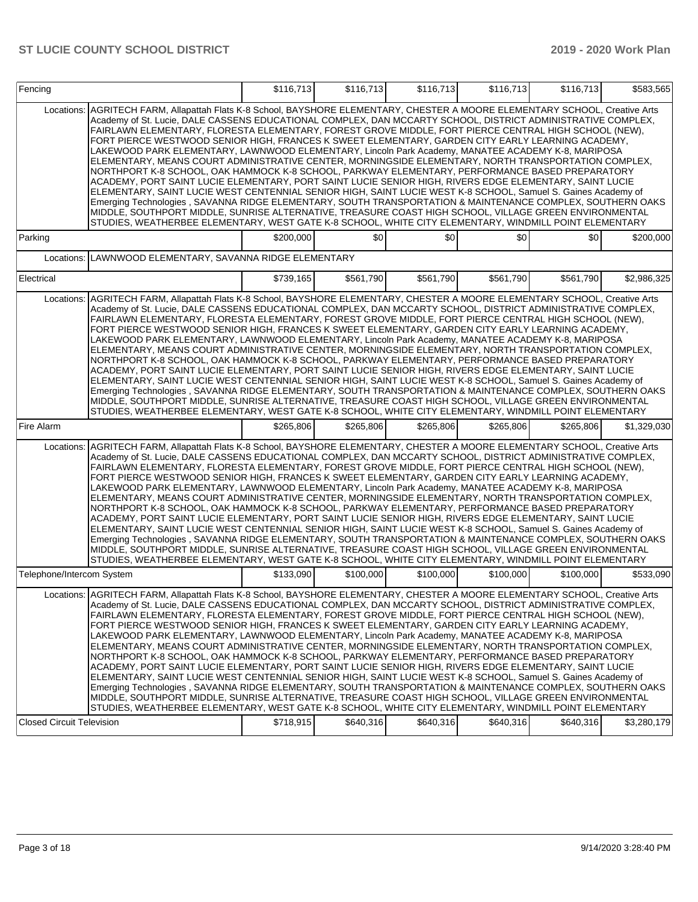| Fencing | | $116,713 | $116,713 | $116,713 | $116,713 | $116,713 | $583,565 |
|---|---|---|---|---|---|---|---|
| Locations: | AGRITECH FARM, Allapattah Flats K-8 School, BAYSHORE ELEMENTARY, CHESTER A MOORE ELEMENTARY SCHOOL, Creative Arts Academy of St. Lucie, DALE CASSENS EDUCATIONAL COMPLEX, DAN MCCARTY SCHOOL, DISTRICT ADMINISTRATIVE COMPLEX, FAIRLAWN ELEMENTARY, FLORESTA ELEMENTARY, FOREST GROVE MIDDLE, FORT PIERCE CENTRAL HIGH SCHOOL (NEW), FORT PIERCE WESTWOOD SENIOR HIGH, FRANCES K SWEET ELEMENTARY, GARDEN CITY EARLY LEARNING ACADEMY, LAKEWOOD PARK ELEMENTARY, LAWNWOOD ELEMENTARY, Lincoln Park Academy, MANATEE ACADEMY K-8, MARIPOSA ELEMENTARY, MEANS COURT ADMINISTRATIVE CENTER, MORNINGSIDE ELEMENTARY, NORTH TRANSPORTATION COMPLEX, NORTHPORT K-8 SCHOOL, OAK HAMMOCK K-8 SCHOOL, PARKWAY ELEMENTARY, PERFORMANCE BASED PREPARATORY ACADEMY, PORT SAINT LUCIE ELEMENTARY, PORT SAINT LUCIE SENIOR HIGH, RIVERS EDGE ELEMENTARY, SAINT LUCIE ELEMENTARY, SAINT LUCIE WEST CENTENNIAL SENIOR HIGH, SAINT LUCIE WEST K-8 SCHOOL, Samuel S. Gaines Academy of Emerging Technologies , SAVANNA RIDGE ELEMENTARY, SOUTH TRANSPORTATION & MAINTENANCE COMPLEX, SOUTHERN OAKS MIDDLE, SOUTHPORT MIDDLE, SUNRISE ALTERNATIVE, TREASURE COAST HIGH SCHOOL, VILLAGE GREEN ENVIRONMENTAL STUDIES, WEATHERBEE ELEMENTARY, WEST GATE K-8 SCHOOL, WHITE CITY ELEMENTARY, WINDMILL POINT ELEMENTARY | | | | | | |
| Parking | | $200,000 | $0 | $0 | $0 | $0 | $200,000 |
| Locations: | LAWNWOOD ELEMENTARY, SAVANNA RIDGE ELEMENTARY | | | | | | |
| Electrical | | $739,165 | $561,790 | $561,790 | $561,790 | $561,790 | $2,986,325 |
| Locations: | AGRITECH FARM, Allapattah Flats K-8 School, BAYSHORE ELEMENTARY, CHESTER A MOORE ELEMENTARY SCHOOL, Creative Arts Academy of St. Lucie, DALE CASSENS EDUCATIONAL COMPLEX, DAN MCCARTY SCHOOL, DISTRICT ADMINISTRATIVE COMPLEX, FAIRLAWN ELEMENTARY, FLORESTA ELEMENTARY, FOREST GROVE MIDDLE, FORT PIERCE CENTRAL HIGH SCHOOL (NEW), FORT PIERCE WESTWOOD SENIOR HIGH, FRANCES K SWEET ELEMENTARY, GARDEN CITY EARLY LEARNING ACADEMY, LAKEWOOD PARK ELEMENTARY, LAWNWOOD ELEMENTARY, Lincoln Park Academy, MANATEE ACADEMY K-8, MARIPOSA ELEMENTARY, MEANS COURT ADMINISTRATIVE CENTER, MORNINGSIDE ELEMENTARY, NORTH TRANSPORTATION COMPLEX, NORTHPORT K-8 SCHOOL, OAK HAMMOCK K-8 SCHOOL, PARKWAY ELEMENTARY, PERFORMANCE BASED PREPARATORY ACADEMY, PORT SAINT LUCIE ELEMENTARY, PORT SAINT LUCIE SENIOR HIGH, RIVERS EDGE ELEMENTARY, SAINT LUCIE ELEMENTARY, SAINT LUCIE WEST CENTENNIAL SENIOR HIGH, SAINT LUCIE WEST K-8 SCHOOL, Samuel S. Gaines Academy of Emerging Technologies , SAVANNA RIDGE ELEMENTARY, SOUTH TRANSPORTATION & MAINTENANCE COMPLEX, SOUTHERN OAKS MIDDLE, SOUTHPORT MIDDLE, SUNRISE ALTERNATIVE, TREASURE COAST HIGH SCHOOL, VILLAGE GREEN ENVIRONMENTAL STUDIES, WEATHERBEE ELEMENTARY, WEST GATE K-8 SCHOOL, WHITE CITY ELEMENTARY, WINDMILL POINT ELEMENTARY | | | | | | |
| Fire Alarm | | $265,806 | $265,806 | $265,806 | $265,806 | $265,806 | $1,329,030 |
| Locations: | AGRITECH FARM, Allapattah Flats K-8 School, BAYSHORE ELEMENTARY, CHESTER A MOORE ELEMENTARY SCHOOL, Creative Arts Academy of St. Lucie, DALE CASSENS EDUCATIONAL COMPLEX, DAN MCCARTY SCHOOL, DISTRICT ADMINISTRATIVE COMPLEX, FAIRLAWN ELEMENTARY, FLORESTA ELEMENTARY, FOREST GROVE MIDDLE, FORT PIERCE CENTRAL HIGH SCHOOL (NEW), FORT PIERCE WESTWOOD SENIOR HIGH, FRANCES K SWEET ELEMENTARY, GARDEN CITY EARLY LEARNING ACADEMY, LAKEWOOD PARK ELEMENTARY, LAWNWOOD ELEMENTARY, Lincoln Park Academy, MANATEE ACADEMY K-8, MARIPOSA ELEMENTARY, MEANS COURT ADMINISTRATIVE CENTER, MORNINGSIDE ELEMENTARY, NORTH TRANSPORTATION COMPLEX, NORTHPORT K-8 SCHOOL, OAK HAMMOCK K-8 SCHOOL, PARKWAY ELEMENTARY, PERFORMANCE BASED PREPARATORY ACADEMY, PORT SAINT LUCIE ELEMENTARY, PORT SAINT LUCIE SENIOR HIGH, RIVERS EDGE ELEMENTARY, SAINT LUCIE ELEMENTARY, SAINT LUCIE WEST CENTENNIAL SENIOR HIGH, SAINT LUCIE WEST K-8 SCHOOL, Samuel S. Gaines Academy of Emerging Technologies , SAVANNA RIDGE ELEMENTARY, SOUTH TRANSPORTATION & MAINTENANCE COMPLEX, SOUTHERN OAKS MIDDLE, SOUTHPORT MIDDLE, SUNRISE ALTERNATIVE, TREASURE COAST HIGH SCHOOL, VILLAGE GREEN ENVIRONMENTAL STUDIES, WEATHERBEE ELEMENTARY, WEST GATE K-8 SCHOOL, WHITE CITY ELEMENTARY, WINDMILL POINT ELEMENTARY | | | | | | |
| Telephone/Intercom System | | $133,090 | $100,000 | $100,000 | $100,000 | $100,000 | $533,090 |
| Locations: | AGRITECH FARM, Allapattah Flats K-8 School, BAYSHORE ELEMENTARY, CHESTER A MOORE ELEMENTARY SCHOOL, Creative Arts Academy of St. Lucie, DALE CASSENS EDUCATIONAL COMPLEX, DAN MCCARTY SCHOOL, DISTRICT ADMINISTRATIVE COMPLEX, FAIRLAWN ELEMENTARY, FLORESTA ELEMENTARY, FOREST GROVE MIDDLE, FORT PIERCE CENTRAL HIGH SCHOOL (NEW), FORT PIERCE WESTWOOD SENIOR HIGH, FRANCES K SWEET ELEMENTARY, GARDEN CITY EARLY LEARNING ACADEMY, LAKEWOOD PARK ELEMENTARY, LAWNWOOD ELEMENTARY, Lincoln Park Academy, MANATEE ACADEMY K-8, MARIPOSA ELEMENTARY, MEANS COURT ADMINISTRATIVE CENTER, MORNINGSIDE ELEMENTARY, NORTH TRANSPORTATION COMPLEX, NORTHPORT K-8 SCHOOL, OAK HAMMOCK K-8 SCHOOL, PARKWAY ELEMENTARY, PERFORMANCE BASED PREPARATORY ACADEMY, PORT SAINT LUCIE ELEMENTARY, PORT SAINT LUCIE SENIOR HIGH, RIVERS EDGE ELEMENTARY, SAINT LUCIE ELEMENTARY, SAINT LUCIE WEST CENTENNIAL SENIOR HIGH, SAINT LUCIE WEST K-8 SCHOOL, Samuel S. Gaines Academy of Emerging Technologies , SAVANNA RIDGE ELEMENTARY, SOUTH TRANSPORTATION & MAINTENANCE COMPLEX, SOUTHERN OAKS MIDDLE, SOUTHPORT MIDDLE, SUNRISE ALTERNATIVE, TREASURE COAST HIGH SCHOOL, VILLAGE GREEN ENVIRONMENTAL STUDIES, WEATHERBEE ELEMENTARY, WEST GATE K-8 SCHOOL, WHITE CITY ELEMENTARY, WINDMILL POINT ELEMENTARY | | | | | | |
| Closed Circuit Television | | $718,915 | $640,316 | $640,316 | $640,316 | $640,316 | $3,280,179 |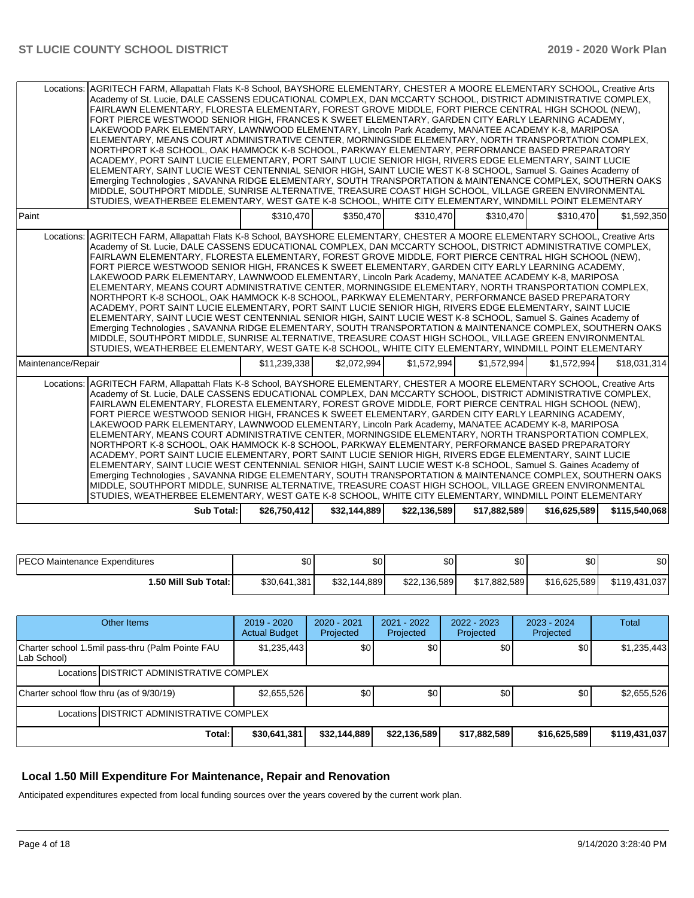| | | | | | | |
|---|---|---|---|---|---|---|
| Locations: | AGRITECH FARM, Allapattah Flats K-8 School, BAYSHORE ELEMENTARY, CHESTER A MOORE ELEMENTARY SCHOOL, Creative Arts Academy of St. Lucie, DALE CASSENS EDUCATIONAL COMPLEX, DAN MCCARTY SCHOOL, DISTRICT ADMINISTRATIVE COMPLEX, FAIRLAWN ELEMENTARY, FLORESTA ELEMENTARY, FOREST GROVE MIDDLE, FORT PIERCE CENTRAL HIGH SCHOOL (NEW), FORT PIERCE WESTWOOD SENIOR HIGH, FRANCES K SWEET ELEMENTARY, GARDEN CITY EARLY LEARNING ACADEMY, LAKEWOOD PARK ELEMENTARY, LAWNWOOD ELEMENTARY, Lincoln Park Academy, MANATEE ACADEMY K-8, MARIPOSA ELEMENTARY, MEANS COURT ADMINISTRATIVE CENTER, MORNINGSIDE ELEMENTARY, NORTH TRANSPORTATION COMPLEX, NORTHPORT K-8 SCHOOL, OAK HAMMOCK K-8 SCHOOL, PARKWAY ELEMENTARY, PERFORMANCE BASED PREPARATORY ACADEMY, PORT SAINT LUCIE ELEMENTARY, PORT SAINT LUCIE SENIOR HIGH, RIVERS EDGE ELEMENTARY, SAINT LUCIE ELEMENTARY, SAINT LUCIE WEST CENTENNIAL SENIOR HIGH, SAINT LUCIE WEST K-8 SCHOOL, Samuel S. Gaines Academy of Emerging Technologies , SAVANNA RIDGE ELEMENTARY, SOUTH TRANSPORTATION & MAINTENANCE COMPLEX, SOUTHERN OAKS MIDDLE, SOUTHPORT MIDDLE, SUNRISE ALTERNATIVE, TREASURE COAST HIGH SCHOOL, VILLAGE GREEN ENVIRONMENTAL STUDIES, WEATHERBEE ELEMENTARY, WEST GATE K-8 SCHOOL, WHITE CITY ELEMENTARY, WINDMILL POINT ELEMENTARY | | | | | |
| Paint | | $310,470 | $350,470 | $310,470 | $310,470 | $310,470 | $1,592,350 |
| Locations: | AGRITECH FARM, Allapattah Flats K-8 School, BAYSHORE ELEMENTARY, CHESTER A MOORE ELEMENTARY SCHOOL, Creative Arts Academy of St. Lucie, DALE CASSENS EDUCATIONAL COMPLEX, DAN MCCARTY SCHOOL, DISTRICT ADMINISTRATIVE COMPLEX, FAIRLAWN ELEMENTARY, FLORESTA ELEMENTARY, FOREST GROVE MIDDLE, FORT PIERCE CENTRAL HIGH SCHOOL (NEW), FORT PIERCE WESTWOOD SENIOR HIGH, FRANCES K SWEET ELEMENTARY, GARDEN CITY EARLY LEARNING ACADEMY, LAKEWOOD PARK ELEMENTARY, LAWNWOOD ELEMENTARY, Lincoln Park Academy, MANATEE ACADEMY K-8, MARIPOSA ELEMENTARY, MEANS COURT ADMINISTRATIVE CENTER, MORNINGSIDE ELEMENTARY, NORTH TRANSPORTATION COMPLEX, NORTHPORT K-8 SCHOOL, OAK HAMMOCK K-8 SCHOOL, PARKWAY ELEMENTARY, PERFORMANCE BASED PREPARATORY ACADEMY, PORT SAINT LUCIE ELEMENTARY, PORT SAINT LUCIE SENIOR HIGH, RIVERS EDGE ELEMENTARY, SAINT LUCIE ELEMENTARY, SAINT LUCIE WEST CENTENNIAL SENIOR HIGH, SAINT LUCIE WEST K-8 SCHOOL, Samuel S. Gaines Academy of Emerging Technologies , SAVANNA RIDGE ELEMENTARY, SOUTH TRANSPORTATION & MAINTENANCE COMPLEX, SOUTHERN OAKS MIDDLE, SOUTHPORT MIDDLE, SUNRISE ALTERNATIVE, TREASURE COAST HIGH SCHOOL, VILLAGE GREEN ENVIRONMENTAL STUDIES, WEATHERBEE ELEMENTARY, WEST GATE K-8 SCHOOL, WHITE CITY ELEMENTARY, WINDMILL POINT ELEMENTARY | | | | | |
| Maintenance/Repair | | $11,239,338 | $2,072,994 | $1,572,994 | $1,572,994 | $1,572,994 | $18,031,314 |
| Locations: | AGRITECH FARM, Allapattah Flats K-8 School, BAYSHORE ELEMENTARY, CHESTER A MOORE ELEMENTARY SCHOOL, Creative Arts Academy of St. Lucie, DALE CASSENS EDUCATIONAL COMPLEX, DAN MCCARTY SCHOOL, DISTRICT ADMINISTRATIVE COMPLEX, FAIRLAWN ELEMENTARY, FLORESTA ELEMENTARY, FOREST GROVE MIDDLE, FORT PIERCE CENTRAL HIGH SCHOOL (NEW), FORT PIERCE WESTWOOD SENIOR HIGH, FRANCES K SWEET ELEMENTARY, GARDEN CITY EARLY LEARNING ACADEMY, LAKEWOOD PARK ELEMENTARY, LAWNWOOD ELEMENTARY, Lincoln Park Academy, MANATEE ACADEMY K-8, MARIPOSA ELEMENTARY, MEANS COURT ADMINISTRATIVE CENTER, MORNINGSIDE ELEMENTARY, NORTH TRANSPORTATION COMPLEX, NORTHPORT K-8 SCHOOL, OAK HAMMOCK K-8 SCHOOL, PARKWAY ELEMENTARY, PERFORMANCE BASED PREPARATORY ACADEMY, PORT SAINT LUCIE ELEMENTARY, PORT SAINT LUCIE SENIOR HIGH, RIVERS EDGE ELEMENTARY, SAINT LUCIE ELEMENTARY, SAINT LUCIE WEST CENTENNIAL SENIOR HIGH, SAINT LUCIE WEST K-8 SCHOOL, Samuel S. Gaines Academy of Emerging Technologies , SAVANNA RIDGE ELEMENTARY, SOUTH TRANSPORTATION & MAINTENANCE COMPLEX, SOUTHERN OAKS MIDDLE, SOUTHPORT MIDDLE, SUNRISE ALTERNATIVE, TREASURE COAST HIGH SCHOOL, VILLAGE GREEN ENVIRONMENTAL STUDIES, WEATHERBEE ELEMENTARY, WEST GATE K-8 SCHOOL, WHITE CITY ELEMENTARY, WINDMILL POINT ELEMENTARY | | | | | |
| | **Sub Total:** | **$26,750,412** | **$32,144,889** | **$22,136,589** | **$17,882,589** | **$16,625,589** | **$115,540,068** |

| | | | | | | |
|---|---|---|---|---|---|---|
| PECO Maintenance Expenditures | $0 | $0 | $0 | $0 | $0 | $0 |
| **1.50 Mill Sub Total:** | $30,641,381 | $32,144,889 | $22,136,589 | $17,882,589 | $16,625,589 | $119,431,037 |

| Other Items | | 2019 - 2020 Actual Budget | 2020 - 2021 Projected | 2021 - 2022 Projected | 2022 - 2023 Projected | 2023 - 2024 Projected | Total |
|---|---|---|---|---|---|---|---|
| Charter school 1.5mil pass-thru (Palm Pointe FAU Lab School) | | $1,235,443 | $0 | $0 | $0 | $0 | $1,235,443 |
| Locations | DISTRICT ADMINISTRATIVE COMPLEX | | | | | | |
| Charter school flow thru (as of 9/30/19) | | $2,655,526 | $0 | $0 | $0 | $0 | $2,655,526 |
| Locations | DISTRICT ADMINISTRATIVE COMPLEX | | | | | | |
| | **Total:** | **$30,641,381** | **$32,144,889** | **$22,136,589** | **$17,882,589** | **$16,625,589** | **$119,431,037** |

## Local 1.50 Mill Expenditure For Maintenance, Repair and Renovation

Anticipated expenditures expected from local funding sources over the years covered by the current work plan.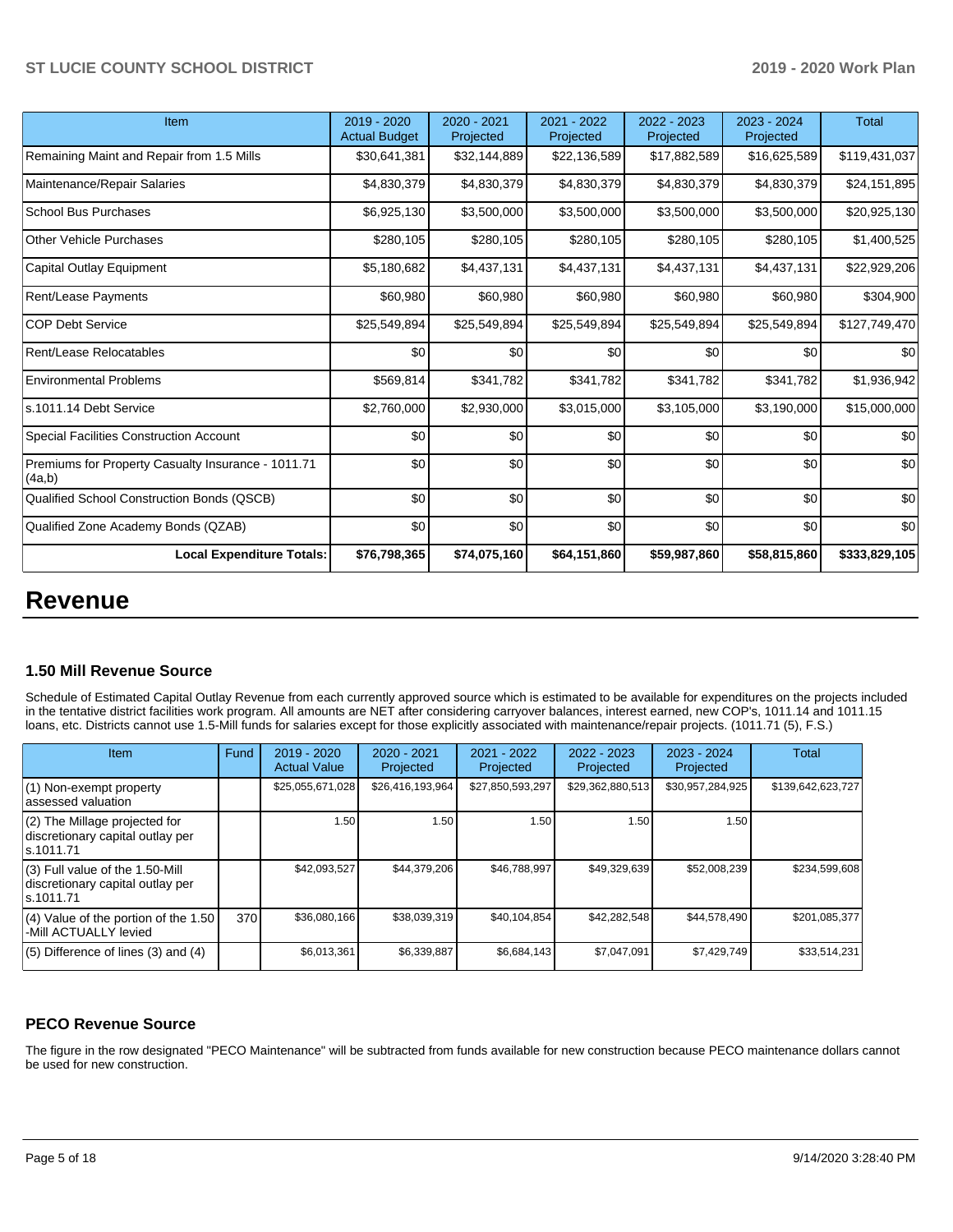| Item | 2019 - 2020 Actual Budget | 2020 - 2021 Projected | 2021 - 2022 Projected | 2022 - 2023 Projected | 2023 - 2024 Projected | Total |
|---|---|---|---|---|---|---|
| Remaining Maint and Repair from 1.5 Mills | $30,641,381 | $32,144,889 | $22,136,589 | $17,882,589 | $16,625,589 | $119,431,037 |
| Maintenance/Repair Salaries | $4,830,379 | $4,830,379 | $4,830,379 | $4,830,379 | $4,830,379 | $24,151,895 |
| School Bus Purchases | $6,925,130 | $3,500,000 | $3,500,000 | $3,500,000 | $3,500,000 | $20,925,130 |
| Other Vehicle Purchases | $280,105 | $280,105 | $280,105 | $280,105 | $280,105 | $1,400,525 |
| Capital Outlay Equipment | $5,180,682 | $4,437,131 | $4,437,131 | $4,437,131 | $4,437,131 | $22,929,206 |
| Rent/Lease Payments | $60,980 | $60,980 | $60,980 | $60,980 | $60,980 | $304,900 |
| COP Debt Service | $25,549,894 | $25,549,894 | $25,549,894 | $25,549,894 | $25,549,894 | $127,749,470 |
| Rent/Lease Relocatables | $0 | $0 | $0 | $0 | $0 | $0 |
| Environmental Problems | $569,814 | $341,782 | $341,782 | $341,782 | $341,782 | $1,936,942 |
| s.1011.14 Debt Service | $2,760,000 | $2,930,000 | $3,015,000 | $3,105,000 | $3,190,000 | $15,000,000 |
| Special Facilities Construction Account | $0 | $0 | $0 | $0 | $0 | $0 |
| Premiums for Property Casualty Insurance - 1011.71 (4a,b) | $0 | $0 | $0 | $0 | $0 | $0 |
| Qualified School Construction Bonds (QSCB) | $0 | $0 | $0 | $0 | $0 | $0 |
| Qualified Zone Academy Bonds (QZAB) | $0 | $0 | $0 | $0 | $0 | $0 |
| **Local Expenditure Totals:** | **$76,798,365** | **$74,075,160** | **$64,151,860** | **$59,987,860** | **$58,815,860** | **$333,829,105** |

# Revenue

### 1.50 Mill Revenue Source

Schedule of Estimated Capital Outlay Revenue from each currently approved source which is estimated to be available for expenditures on the projects included in the tentative district facilities work program. All amounts are NET after considering carryover balances, interest earned, new COP's, 1011.14 and 1011.15 loans, etc. Districts cannot use 1.5-Mill funds for salaries except for those explicitly associated with maintenance/repair projects. (1011.71 (5), F.S.)

| Item | Fund | 2019 - 2020 Actual Value | 2020 - 2021 Projected | 2021 - 2022 Projected | 2022 - 2023 Projected | 2023 - 2024 Projected | Total |
|---|---|---|---|---|---|---|---|
| (1) Non-exempt property assessed valuation | | $25,055,671,028 | $26,416,193,964 | $27,850,593,297 | $29,362,880,513 | $30,957,284,925 | $139,642,623,727 |
| (2) The Millage projected for discretionary capital outlay per s.1011.71 | | 1.50 | 1.50 | 1.50 | 1.50 | 1.50 | |
| (3) Full value of the 1.50-Mill discretionary capital outlay per s.1011.71 | | $42,093,527 | $44,379,206 | $46,788,997 | $49,329,639 | $52,008,239 | $234,599,608 |
| (4) Value of the portion of the 1.50 -Mill ACTUALLY levied | 370 | $36,080,166 | $38,039,319 | $40,104,854 | $42,282,548 | $44,578,490 | $201,085,377 |
| (5) Difference of lines (3) and (4) | | $6,013,361 | $6,339,887 | $6,684,143 | $7,047,091 | $7,429,749 | $33,514,231 |

### PECO Revenue Source

The figure in the row designated "PECO Maintenance" will be subtracted from funds available for new construction because PECO maintenance dollars cannot be used for new construction.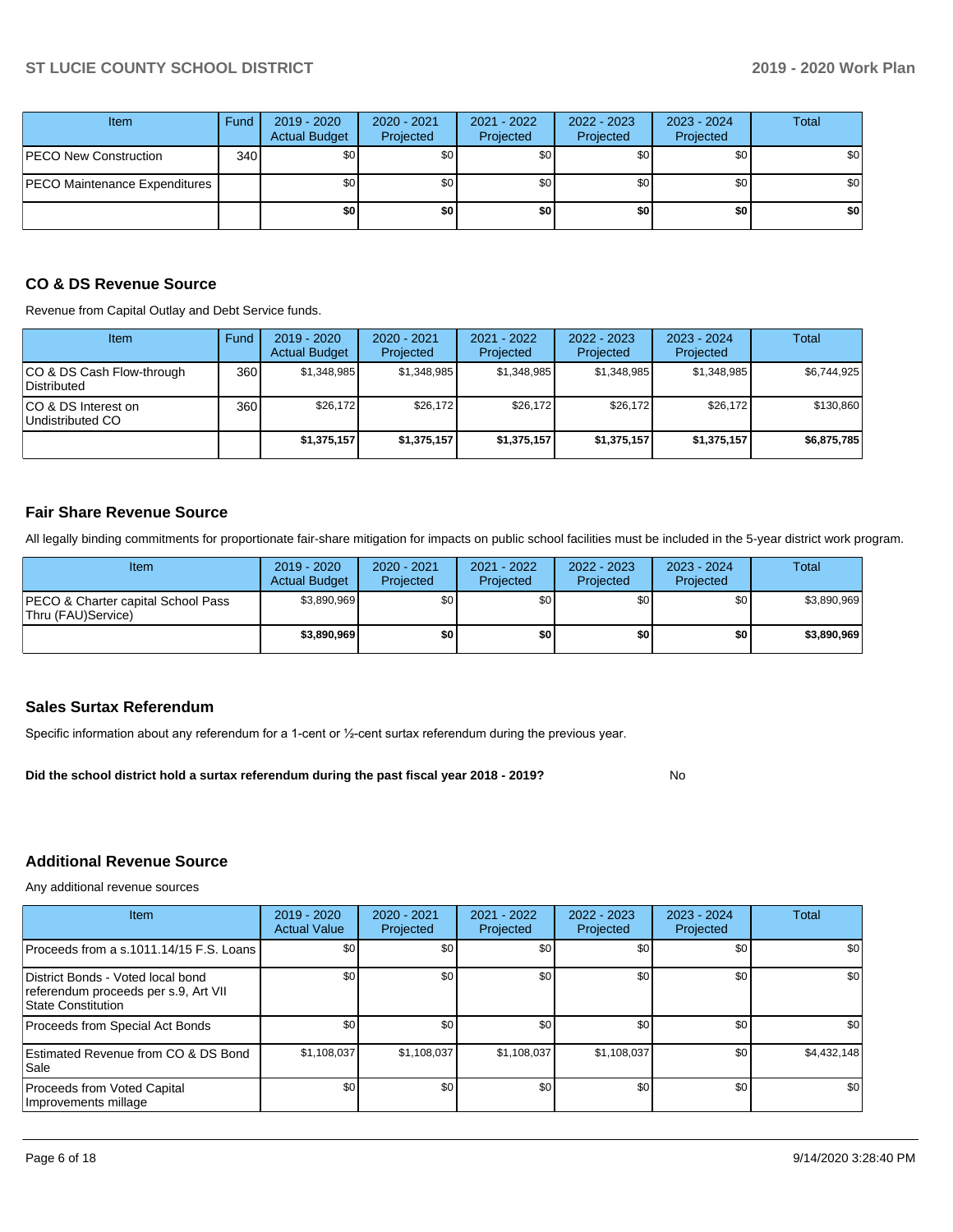| Item | Fund | 2019 - 2020 Actual Budget | 2020 - 2021 Projected | 2021 - 2022 Projected | 2022 - 2023 Projected | 2023 - 2024 Projected | Total |
|---|---|---|---|---|---|---|---|
| PECO New Construction | 340 | $0 | $0 | $0 | $0 | $0 | $0 |
| PECO Maintenance Expenditures | | $0 | $0 | $0 | $0 | $0 | $0 |
| | | **$0** | **$0** | **$0** | **$0** | **$0** | **$0** |

## CO & DS Revenue Source

Revenue from Capital Outlay and Debt Service funds.

| Item | Fund | 2019 - 2020 Actual Budget | 2020 - 2021 Projected | 2021 - 2022 Projected | 2022 - 2023 Projected | 2023 - 2024 Projected | Total |
|---|---|---|---|---|---|---|---|
| CO & DS Cash Flow-through Distributed | 360 | $1,348,985 | $1,348,985 | $1,348,985 | $1,348,985 | $1,348,985 | $6,744,925 |
| CO & DS Interest on Undistributed CO | 360 | $26,172 | $26,172 | $26,172 | $26,172 | $26,172 | $130,860 |
| | | **$1,375,157** | **$1,375,157** | **$1,375,157** | **$1,375,157** | **$1,375,157** | **$6,875,785** |

## Fair Share Revenue Source

All legally binding commitments for proportionate fair-share mitigation for impacts on public school facilities must be included in the 5-year district work program.

| Item | 2019 - 2020 Actual Budget | 2020 - 2021 Projected | 2021 - 2022 Projected | 2022 - 2023 Projected | 2023 - 2024 Projected | Total |
|---|---|---|---|---|---|---|
| PECO & Charter capital School Pass Thru (FAU)Service) | $3,890,969 | $0 | $0 | $0 | $0 | $3,890,969 |
| | **$3,890,969** | **$0** | **$0** | **$0** | **$0** | **$3,890,969** |

## Sales Surtax Referendum

Specific information about any referendum for a 1-cent or ½-cent surtax referendum during the previous year.

**Did the school district hold a surtax referendum during the past fiscal year 2018 - 2019?** No

## Additional Revenue Source

Any additional revenue sources

| Item | 2019 - 2020 Actual Value | 2020 - 2021 Projected | 2021 - 2022 Projected | 2022 - 2023 Projected | 2023 - 2024 Projected | Total |
|---|---|---|---|---|---|---|
| Proceeds from a s.1011.14/15 F.S. Loans | $0 | $0 | $0 | $0 | $0 | $0 |
| District Bonds - Voted local bond referendum proceeds per s.9, Art VII State Constitution | $0 | $0 | $0 | $0 | $0 | $0 |
| Proceeds from Special Act Bonds | $0 | $0 | $0 | $0 | $0 | $0 |
| Estimated Revenue from CO & DS Bond Sale | $1,108,037 | $1,108,037 | $1,108,037 | $1,108,037 | $0 | $4,432,148 |
| Proceeds from Voted Capital Improvements millage | $0 | $0 | $0 | $0 | $0 | $0 |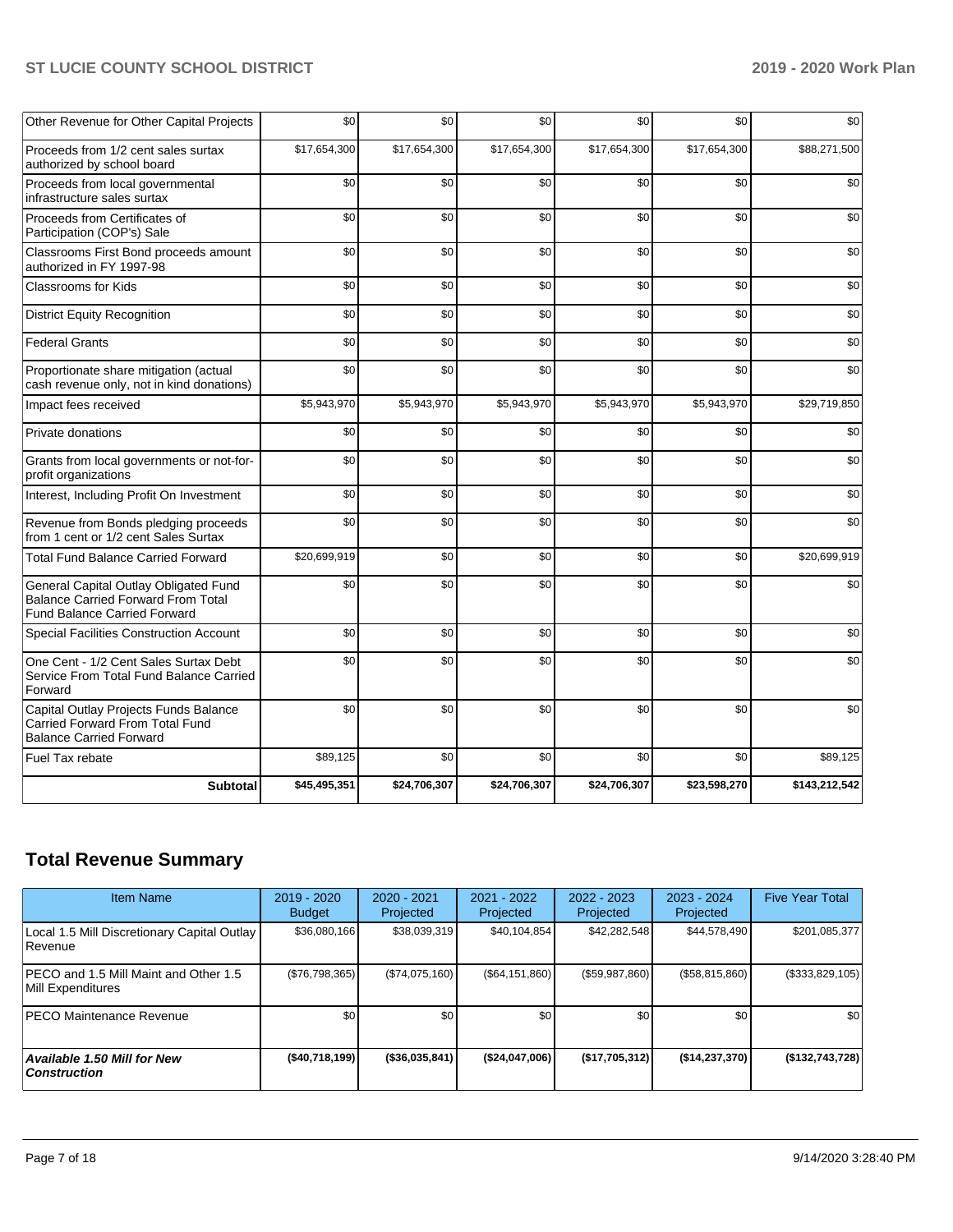| Other Revenue for Other Capital Projects | $0 | $0 | $0 | $0 | $0 | $0 |
|---|---|---|---|---|---|---|
| Proceeds from 1/2 cent sales surtax authorized by school board | $17,654,300 | $17,654,300 | $17,654,300 | $17,654,300 | $17,654,300 | $88,271,500 |
| Proceeds from local governmental infrastructure sales surtax | $0 | $0 | $0 | $0 | $0 | $0 |
| Proceeds from Certificates of Participation (COP's) Sale | $0 | $0 | $0 | $0 | $0 | $0 |
| Classrooms First Bond proceeds amount authorized in FY 1997-98 | $0 | $0 | $0 | $0 | $0 | $0 |
| Classrooms for Kids | $0 | $0 | $0 | $0 | $0 | $0 |
| District Equity Recognition | $0 | $0 | $0 | $0 | $0 | $0 |
| Federal Grants | $0 | $0 | $0 | $0 | $0 | $0 |
| Proportionate share mitigation (actual cash revenue only, not in kind donations) | $0 | $0 | $0 | $0 | $0 | $0 |
| Impact fees received | $5,943,970 | $5,943,970 | $5,943,970 | $5,943,970 | $5,943,970 | $29,719,850 |
| Private donations | $0 | $0 | $0 | $0 | $0 | $0 |
| Grants from local governments or not-for-profit organizations | $0 | $0 | $0 | $0 | $0 | $0 |
| Interest, Including Profit On Investment | $0 | $0 | $0 | $0 | $0 | $0 |
| Revenue from Bonds pledging proceeds from 1 cent or 1/2 cent Sales Surtax | $0 | $0 | $0 | $0 | $0 | $0 |
| Total Fund Balance Carried Forward | $20,699,919 | $0 | $0 | $0 | $0 | $20,699,919 |
| General Capital Outlay Obligated Fund Balance Carried Forward From Total Fund Balance Carried Forward | $0 | $0 | $0 | $0 | $0 | $0 |
| Special Facilities Construction Account | $0 | $0 | $0 | $0 | $0 | $0 |
| One Cent - 1/2 Cent Sales Surtax Debt Service From Total Fund Balance Carried Forward | $0 | $0 | $0 | $0 | $0 | $0 |
| Capital Outlay Projects Funds Balance Carried Forward From Total Fund Balance Carried Forward | $0 | $0 | $0 | $0 | $0 | $0 |
| Fuel Tax rebate | $89,125 | $0 | $0 | $0 | $0 | $89,125 |
| **Subtotal** | **$45,495,351** | **$24,706,307** | **$24,706,307** | **$24,706,307** | **$23,598,270** | **$143,212,542** |

## Total Revenue Summary

| Item Name | 2019 - 2020 Budget | 2020 - 2021 Projected | 2021 - 2022 Projected | 2022 - 2023 Projected | 2023 - 2024 Projected | Five Year Total |
|---|---|---|---|---|---|---|
| Local 1.5 Mill Discretionary Capital Outlay Revenue | $36,080,166 | $38,039,319 | $40,104,854 | $42,282,548 | $44,578,490 | $201,085,377 |
| PECO and 1.5 Mill Maint and Other 1.5 Mill Expenditures | ($76,798,365) | ($74,075,160) | ($64,151,860) | ($59,987,860) | ($58,815,860) | ($333,829,105) |
| PECO Maintenance Revenue | $0 | $0 | $0 | $0 | $0 | $0 |
| ***Available 1.50 Mill for New Construction*** | **($40,718,199)** | **($36,035,841)** | **($24,047,006)** | **($17,705,312)** | **($14,237,370)** | **($132,743,728)** |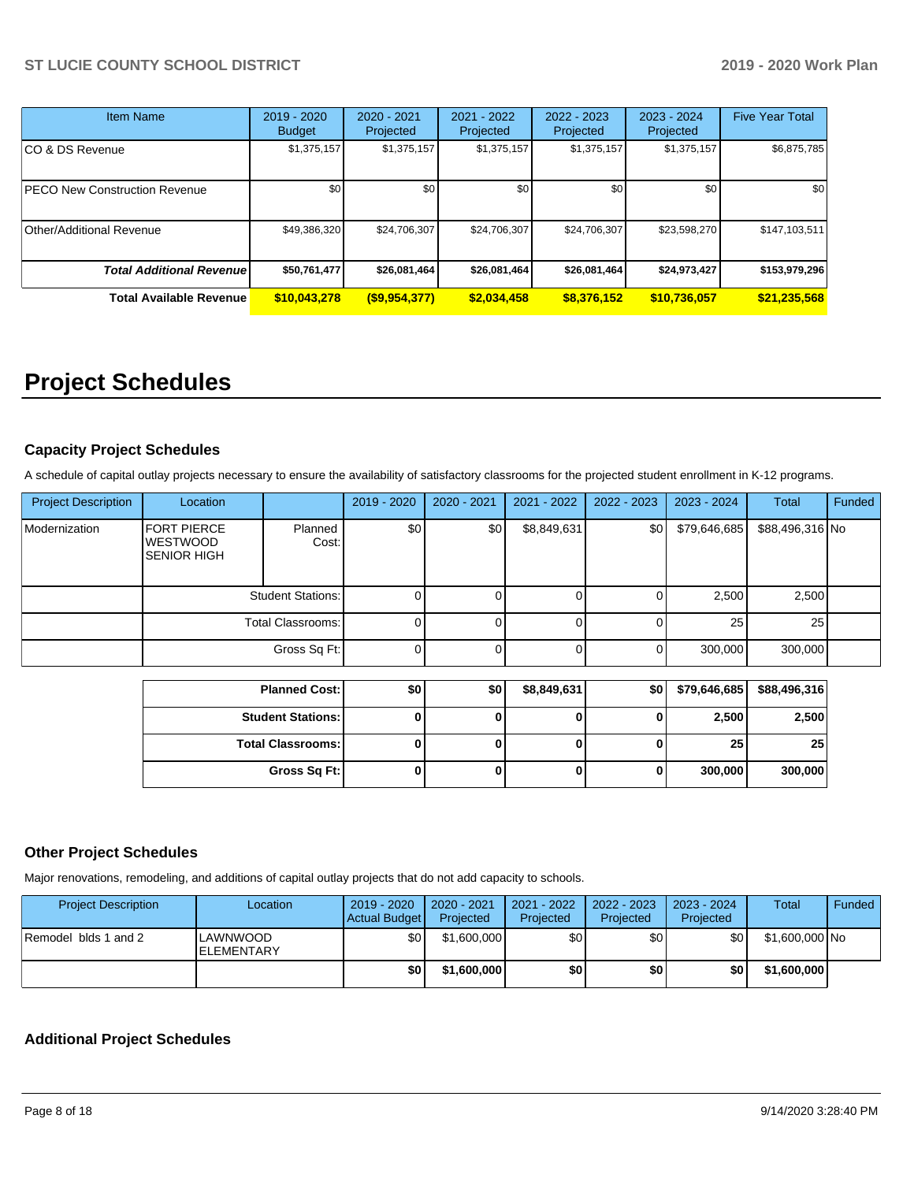| Item Name | 2019 - 2020 Budget | 2020 - 2021 Projected | 2021 - 2022 Projected | 2022 - 2023 Projected | 2023 - 2024 Projected | Five Year Total |
|---|---|---|---|---|---|---|
| CO & DS Revenue | $1,375,157 | $1,375,157 | $1,375,157 | $1,375,157 | $1,375,157 | $6,875,785 |
| PECO New Construction Revenue | $0 | $0 | $0 | $0 | $0 | $0 |
| Other/Additional Revenue | $49,386,320 | $24,706,307 | $24,706,307 | $24,706,307 | $23,598,270 | $147,103,511 |
| ***Total Additional Revenue*** | **$50,761,477** | **$26,081,464** | **$26,081,464** | **$26,081,464** | **$24,973,427** | **$153,979,296** |
| **Total Available Revenue** | **$10,043,278** | **($9,954,377)** | **$2,034,458** | **$8,376,152** | **$10,736,057** | **$21,235,568** |

# Project Schedules

### Capacity Project Schedules

A schedule of capital outlay projects necessary to ensure the availability of satisfactory classrooms for the projected student enrollment in K-12 programs.

| Project Description | Location | | 2019 - 2020 | 2020 - 2021 | 2021 - 2022 | 2022 - 2023 | 2023 - 2024 | Total | Funded |
|---|---|---|---|---|---|---|---|---|---|
| Modernization | FORT PIERCE WESTWOOD SENIOR HIGH | Planned Cost: | $0 | $0 | $8,849,631 | $0 | $79,646,685 | $88,496,316 | No |
| | | Student Stations: | 0 | 0 | 0 | 0 | 2,500 | 2,500 | |
| | | Total Classrooms: | 0 | 0 | 0 | 0 | 25 | 25 | |
| | | Gross Sq Ft: | 0 | 0 | 0 | 0 | 300,000 | 300,000 | |

| | 2019 - 2020 | 2020 - 2021 | 2021 - 2022 | 2022 - 2023 | 2023 - 2024 | Total |
|---|---|---|---|---|---|---|
| **Planned Cost:** | **$0** | **$0** | **$8,849,631** | **$0** | **$79,646,685** | **$88,496,316** |
| **Student Stations:** | **0** | **0** | **0** | **0** | **2,500** | **2,500** |
| **Total Classrooms:** | **0** | **0** | **0** | **0** | **25** | **25** |
| **Gross Sq Ft:** | **0** | **0** | **0** | **0** | **300,000** | **300,000** |

### Other Project Schedules

Major renovations, remodeling, and additions of capital outlay projects that do not add capacity to schools.

| Project Description | Location | 2019 - 2020 Actual Budget | 2020 - 2021 Projected | 2021 - 2022 Projected | 2022 - 2023 Projected | 2023 - 2024 Projected | Total | Funded |
|---|---|---|---|---|---|---|---|---|
| Remodel blds 1 and 2 | LAWNWOOD ELEMENTARY | $0 | $1,600,000 | $0 | $0 | $0 | $1,600,000 | No |
| | | **$0** | **$1,600,000** | **$0** | **$0** | **$0** | **$1,600,000** | |

### Additional Project Schedules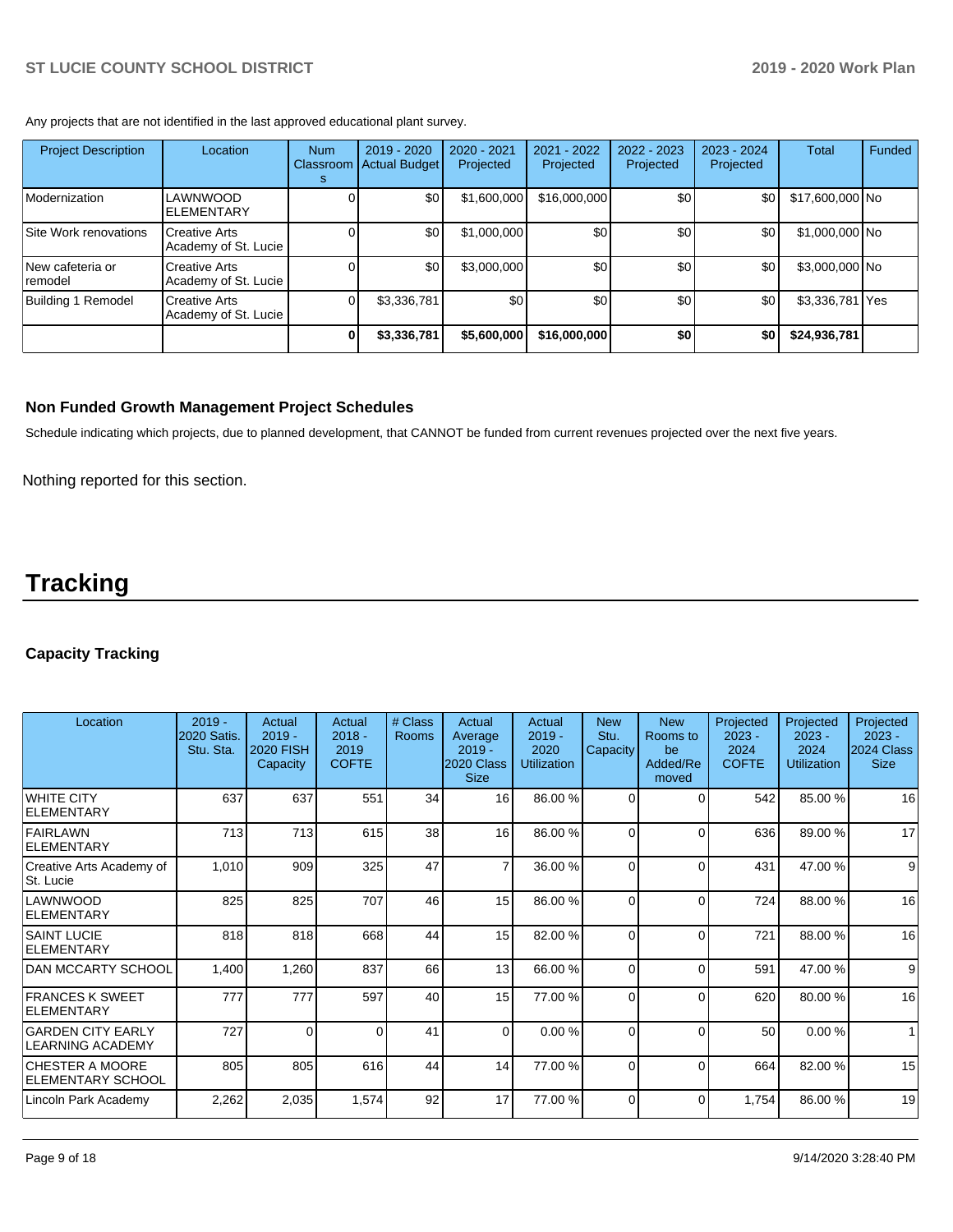Any projects that are not identified in the last approved educational plant survey.

| Project Description | Location | Num Classrooms | 2019 - 2020 Actual Budget | 2020 - 2021 Projected | 2021 - 2022 Projected | 2022 - 2023 Projected | 2023 - 2024 Projected | Total | Funded |
|---|---|---|---|---|---|---|---|---|---|
| Modernization | LAWNWOOD ELEMENTARY | 0 | $0 | $1,600,000 | $16,000,000 | $0 | $0 | $17,600,000 | No |
| Site Work renovations | Creative Arts Academy of St. Lucie | 0 | $0 | $1,000,000 | $0 | $0 | $0 | $1,000,000 | No |
| New cafeteria or remodel | Creative Arts Academy of St. Lucie | 0 | $0 | $3,000,000 | $0 | $0 | $0 | $3,000,000 | No |
| Building 1 Remodel | Creative Arts Academy of St. Lucie | 0 | $3,336,781 | $0 | $0 | $0 | $0 | $3,336,781 | Yes |
| | | **0** | **$3,336,781** | **$5,600,000** | **$16,000,000** | **$0** | **$0** | **$24,936,781** | |

### Non Funded Growth Management Project Schedules

Schedule indicating which projects, due to planned development, that CANNOT be funded from current revenues projected over the next five years.

Nothing reported for this section.

# Tracking

### Capacity Tracking

| Location | 2019 - 2020 Satis. Stu. Sta. | Actual 2019 - 2020 FISH Capacity | Actual 2018 - 2019 COFTE | # Class Rooms | Actual Average 2019 - 2020 Class Size | Actual 2019 - 2020 Utilization | New Stu. Capacity | New Rooms to be Added/Removed | Projected 2023 - 2024 COFTE | Projected 2023 - 2024 Utilization | Projected 2023 - 2024 Class Size |
|---|---|---|---|---|---|---|---|---|---|---|---|
| WHITE CITY ELEMENTARY | 637 | 637 | 551 | 34 | 16 | 86.00 % | 0 | 0 | 542 | 85.00 % | 16 |
| FAIRLAWN ELEMENTARY | 713 | 713 | 615 | 38 | 16 | 86.00 % | 0 | 0 | 636 | 89.00 % | 17 |
| Creative Arts Academy of St. Lucie | 1,010 | 909 | 325 | 47 | 7 | 36.00 % | 0 | 0 | 431 | 47.00 % | 9 |
| LAWNWOOD ELEMENTARY | 825 | 825 | 707 | 46 | 15 | 86.00 % | 0 | 0 | 724 | 88.00 % | 16 |
| SAINT LUCIE ELEMENTARY | 818 | 818 | 668 | 44 | 15 | 82.00 % | 0 | 0 | 721 | 88.00 % | 16 |
| DAN MCCARTY SCHOOL | 1,400 | 1,260 | 837 | 66 | 13 | 66.00 % | 0 | 0 | 591 | 47.00 % | 9 |
| FRANCES K SWEET ELEMENTARY | 777 | 777 | 597 | 40 | 15 | 77.00 % | 0 | 0 | 620 | 80.00 % | 16 |
| GARDEN CITY EARLY LEARNING ACADEMY | 727 | 0 | 0 | 41 | 0 | 0.00 % | 0 | 0 | 50 | 0.00 % | 1 |
| CHESTER A MOORE ELEMENTARY SCHOOL | 805 | 805 | 616 | 44 | 14 | 77.00 % | 0 | 0 | 664 | 82.00 % | 15 |
| Lincoln Park Academy | 2,262 | 2,035 | 1,574 | 92 | 17 | 77.00 % | 0 | 0 | 1,754 | 86.00 % | 19 |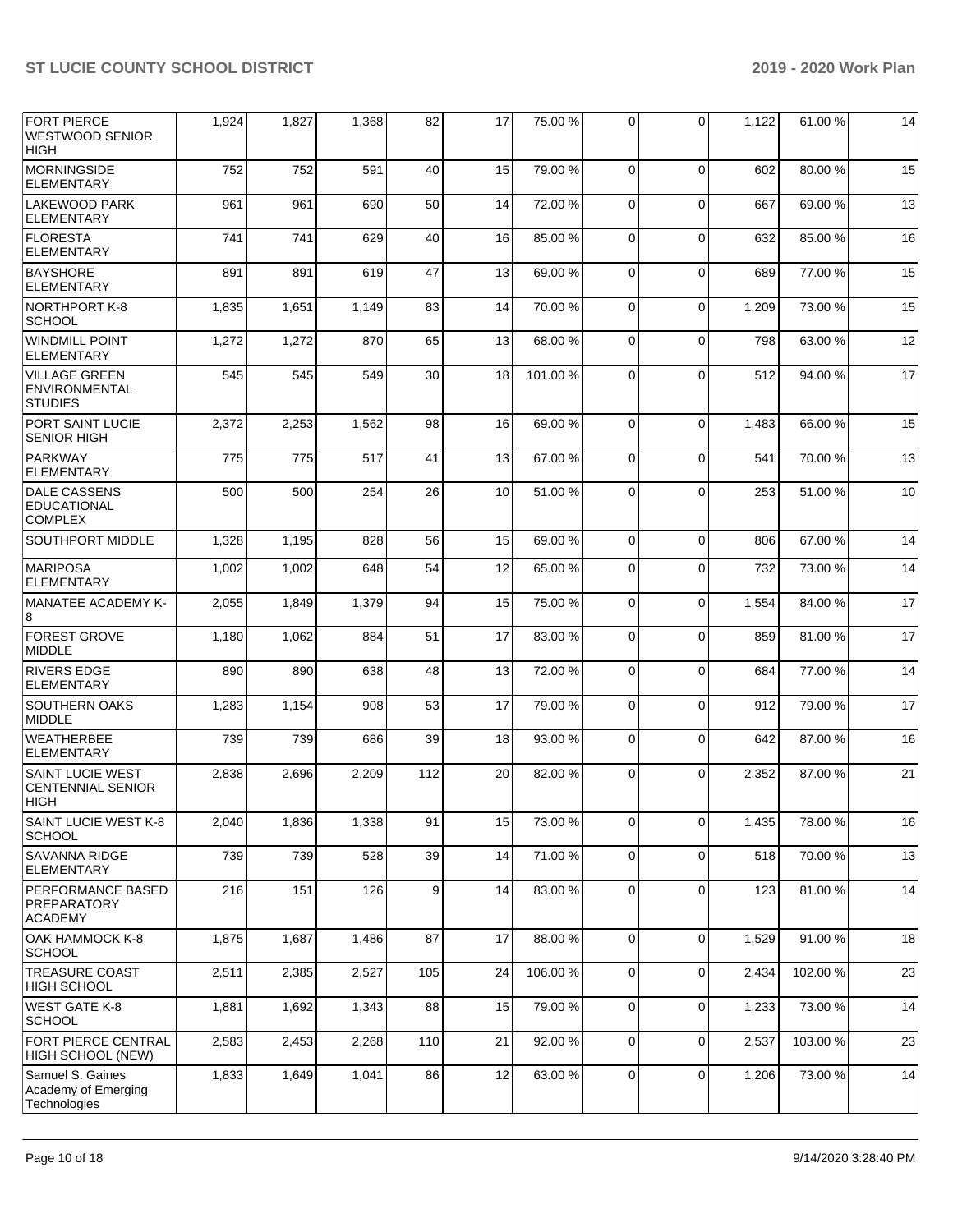| FORT PIERCE WESTWOOD SENIOR HIGH | 1,924 | 1,827 | 1,368 | 82 | 17 | 75.00 % | 0 | 0 | 1,122 | 61.00 % | 14 |
|---|---|---|---|---|---|---|---|---|---|---|---|
| MORNINGSIDE ELEMENTARY | 752 | 752 | 591 | 40 | 15 | 79.00 % | 0 | 0 | 602 | 80.00 % | 15 |
| LAKEWOOD PARK ELEMENTARY | 961 | 961 | 690 | 50 | 14 | 72.00 % | 0 | 0 | 667 | 69.00 % | 13 |
| FLORESTA ELEMENTARY | 741 | 741 | 629 | 40 | 16 | 85.00 % | 0 | 0 | 632 | 85.00 % | 16 |
| BAYSHORE ELEMENTARY | 891 | 891 | 619 | 47 | 13 | 69.00 % | 0 | 0 | 689 | 77.00 % | 15 |
| NORTHPORT K-8 SCHOOL | 1,835 | 1,651 | 1,149 | 83 | 14 | 70.00 % | 0 | 0 | 1,209 | 73.00 % | 15 |
| WINDMILL POINT ELEMENTARY | 1,272 | 1,272 | 870 | 65 | 13 | 68.00 % | 0 | 0 | 798 | 63.00 % | 12 |
| VILLAGE GREEN ENVIRONMENTAL STUDIES | 545 | 545 | 549 | 30 | 18 | 101.00 % | 0 | 0 | 512 | 94.00 % | 17 |
| PORT SAINT LUCIE SENIOR HIGH | 2,372 | 2,253 | 1,562 | 98 | 16 | 69.00 % | 0 | 0 | 1,483 | 66.00 % | 15 |
| PARKWAY ELEMENTARY | 775 | 775 | 517 | 41 | 13 | 67.00 % | 0 | 0 | 541 | 70.00 % | 13 |
| DALE CASSENS EDUCATIONAL COMPLEX | 500 | 500 | 254 | 26 | 10 | 51.00 % | 0 | 0 | 253 | 51.00 % | 10 |
| SOUTHPORT MIDDLE | 1,328 | 1,195 | 828 | 56 | 15 | 69.00 % | 0 | 0 | 806 | 67.00 % | 14 |
| MARIPOSA ELEMENTARY | 1,002 | 1,002 | 648 | 54 | 12 | 65.00 % | 0 | 0 | 732 | 73.00 % | 14 |
| MANATEE ACADEMY K-8 | 2,055 | 1,849 | 1,379 | 94 | 15 | 75.00 % | 0 | 0 | 1,554 | 84.00 % | 17 |
| FOREST GROVE MIDDLE | 1,180 | 1,062 | 884 | 51 | 17 | 83.00 % | 0 | 0 | 859 | 81.00 % | 17 |
| RIVERS EDGE ELEMENTARY | 890 | 890 | 638 | 48 | 13 | 72.00 % | 0 | 0 | 684 | 77.00 % | 14 |
| SOUTHERN OAKS MIDDLE | 1,283 | 1,154 | 908 | 53 | 17 | 79.00 % | 0 | 0 | 912 | 79.00 % | 17 |
| WEATHERBEE ELEMENTARY | 739 | 739 | 686 | 39 | 18 | 93.00 % | 0 | 0 | 642 | 87.00 % | 16 |
| SAINT LUCIE WEST CENTENNIAL SENIOR HIGH | 2,838 | 2,696 | 2,209 | 112 | 20 | 82.00 % | 0 | 0 | 2,352 | 87.00 % | 21 |
| SAINT LUCIE WEST K-8 SCHOOL | 2,040 | 1,836 | 1,338 | 91 | 15 | 73.00 % | 0 | 0 | 1,435 | 78.00 % | 16 |
| SAVANNA RIDGE ELEMENTARY | 739 | 739 | 528 | 39 | 14 | 71.00 % | 0 | 0 | 518 | 70.00 % | 13 |
| PERFORMANCE BASED PREPARATORY ACADEMY | 216 | 151 | 126 | 9 | 14 | 83.00 % | 0 | 0 | 123 | 81.00 % | 14 |
| OAK HAMMOCK K-8 SCHOOL | 1,875 | 1,687 | 1,486 | 87 | 17 | 88.00 % | 0 | 0 | 1,529 | 91.00 % | 18 |
| TREASURE COAST HIGH SCHOOL | 2,511 | 2,385 | 2,527 | 105 | 24 | 106.00 % | 0 | 0 | 2,434 | 102.00 % | 23 |
| WEST GATE K-8 SCHOOL | 1,881 | 1,692 | 1,343 | 88 | 15 | 79.00 % | 0 | 0 | 1,233 | 73.00 % | 14 |
| FORT PIERCE CENTRAL HIGH SCHOOL (NEW) | 2,583 | 2,453 | 2,268 | 110 | 21 | 92.00 % | 0 | 0 | 2,537 | 103.00 % | 23 |
| Samuel S. Gaines Academy of Emerging Technologies | 1,833 | 1,649 | 1,041 | 86 | 12 | 63.00 % | 0 | 0 | 1,206 | 73.00 % | 14 |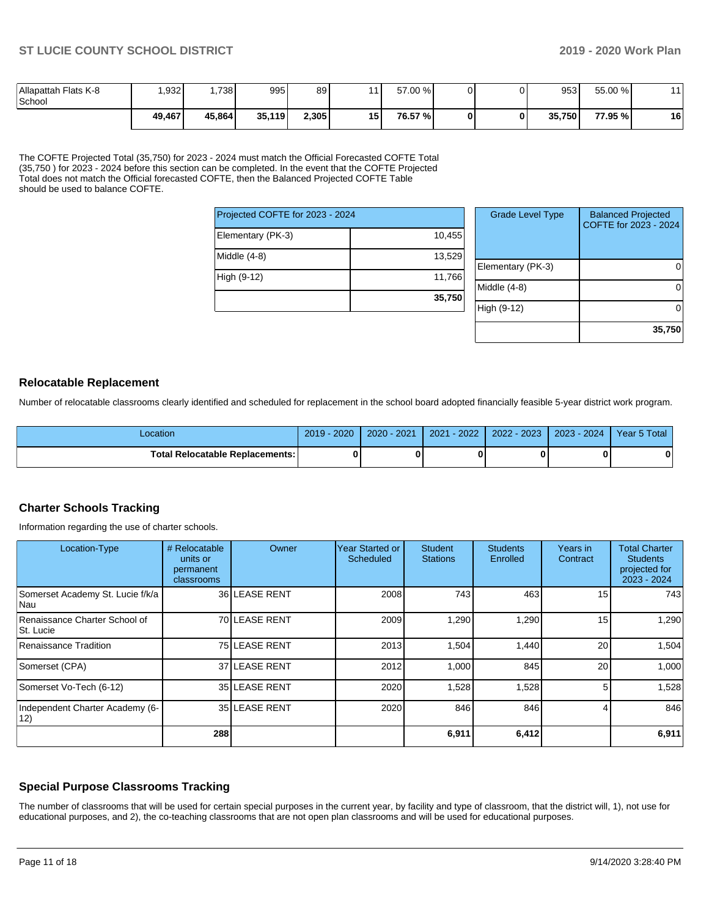| | | | | | | | | | | |
|---|---|---|---|---|---|---|---|---|---|---|
| Allapattah Flats K-8 School | 1,932 | 1,738 | 995 | 89 | 11 | 57.00 % | 0 | 0 | 953 | 55.00 % | 11 |
| | **49,467** | **45,864** | **35,119** | **2,305** | **15** | **76.57 %** | **0** | **0** | **35,750** | **77.95 %** | **16** |

The COFTE Projected Total (35,750) for 2023 - 2024 must match the Official Forecasted COFTE Total (35,750 ) for 2023 - 2024 before this section can be completed. In the event that the COFTE Projected Total does not match the Official forecasted COFTE, then the Balanced Projected COFTE Table should be used to balance COFTE.

| Projected COFTE for 2023 - 2024 | |
|---|---|
| Elementary (PK-3) | 10,455 |
| Middle (4-8) | 13,529 |
| High (9-12) | 11,766 |
| | **35,750** |

| Grade Level Type | Balanced Projected COFTE for 2023 - 2024 |
|---|---|
| Elementary (PK-3) | 0 |
| Middle (4-8) | 0 |
| High (9-12) | 0 |
| | **35,750** |

## Relocatable Replacement

Number of relocatable classrooms clearly identified and scheduled for replacement in the school board adopted financially feasible 5-year district work program.

| Location | 2019 - 2020 | 2020 - 2021 | 2021 - 2022 | 2022 - 2023 | 2023 - 2024 | Year 5 Total |
|---|---|---|---|---|---|---|
| **Total Relocatable Replacements:** | **0** | **0** | **0** | **0** | **0** | **0** |

## Charter Schools Tracking

Information regarding the use of charter schools.

| Location-Type | # Relocatable units or permanent classrooms | Owner | Year Started or Scheduled | Student Stations | Students Enrolled | Years in Contract | Total Charter Students projected for 2023 - 2024 |
|---|---|---|---|---|---|---|---|
| Somerset Academy St. Lucie f/k/a Nau | 36 | LEASE RENT | 2008 | 743 | 463 | 15 | 743 |
| Renaissance Charter School of St. Lucie | 70 | LEASE RENT | 2009 | 1,290 | 1,290 | 15 | 1,290 |
| Renaissance Tradition | 75 | LEASE RENT | 2013 | 1,504 | 1,440 | 20 | 1,504 |
| Somerset (CPA) | 37 | LEASE RENT | 2012 | 1,000 | 845 | 20 | 1,000 |
| Somerset Vo-Tech (6-12) | 35 | LEASE RENT | 2020 | 1,528 | 1,528 | 5 | 1,528 |
| Independent Charter Academy (6-12) | 35 | LEASE RENT | 2020 | 846 | 846 | 4 | 846 |
| | **288** | | | **6,911** | **6,412** | | **6,911** |

## Special Purpose Classrooms Tracking

The number of classrooms that will be used for certain special purposes in the current year, by facility and type of classroom, that the district will, 1), not use for educational purposes, and 2), the co-teaching classrooms that are not open plan classrooms and will be used for educational purposes.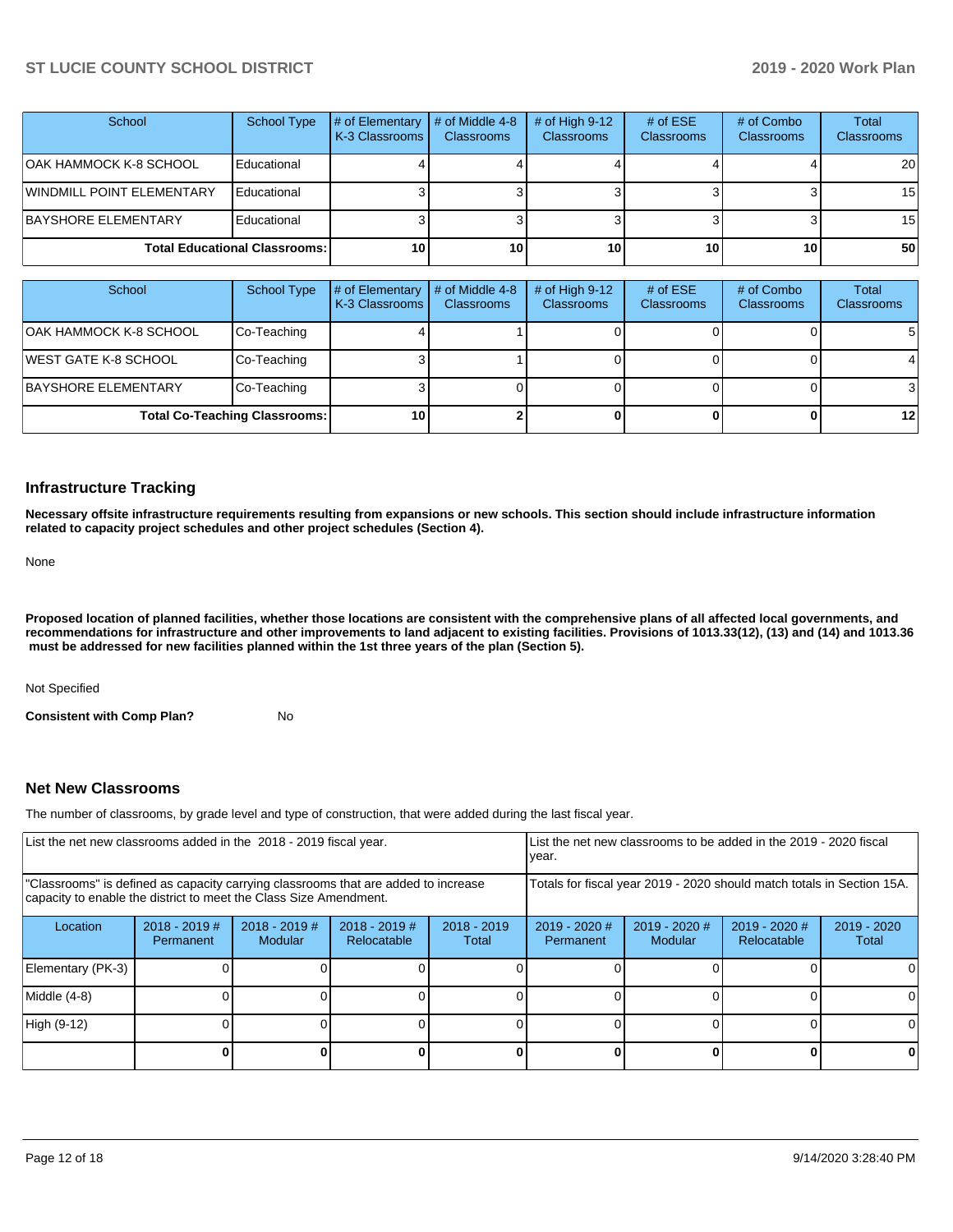| School | School Type | # of Elementary K-3 Classrooms | # of Middle 4-8 Classrooms | # of High 9-12 Classrooms | # of ESE Classrooms | # of Combo Classrooms | Total Classrooms |
|---|---|---|---|---|---|---|---|
| OAK HAMMOCK K-8 SCHOOL | Educational | 4 | 4 | 4 | 4 | 4 | 20 |
| WINDMILL POINT ELEMENTARY | Educational | 3 | 3 | 3 | 3 | 3 | 15 |
| BAYSHORE ELEMENTARY | Educational | 3 | 3 | 3 | 3 | 3 | 15 |
| **Total Educational Classrooms:** | | **10** | **10** | **10** | **10** | **10** | **50** |

| School | School Type | # of Elementary K-3 Classrooms | # of Middle 4-8 Classrooms | # of High 9-12 Classrooms | # of ESE Classrooms | # of Combo Classrooms | Total Classrooms |
|---|---|---|---|---|---|---|---|
| OAK HAMMOCK K-8 SCHOOL | Co-Teaching | 4 | 1 | 0 | 0 | 0 | 5 |
| WEST GATE K-8 SCHOOL | Co-Teaching | 3 | 1 | 0 | 0 | 0 | 4 |
| BAYSHORE ELEMENTARY | Co-Teaching | 3 | 0 | 0 | 0 | 0 | 3 |
| **Total Co-Teaching Classrooms:** | | **10** | **2** | **0** | **0** | **0** | **12** |

## Infrastructure Tracking

**Necessary offsite infrastructure requirements resulting from expansions or new schools. This section should include infrastructure information related to capacity project schedules and other project schedules (Section 4).**

None

**Proposed location of planned facilities, whether those locations are consistent with the comprehensive plans of all affected local governments, and recommendations for infrastructure and other improvements to land adjacent to existing facilities. Provisions of 1013.33(12), (13) and (14) and 1013.36 must be addressed for new facilities planned within the 1st three years of the plan (Section 5).**

Not Specified

**Consistent with Comp Plan?** No

## Net New Classrooms

The number of classrooms, by grade level and type of construction, that were added during the last fiscal year.

| List the net new classrooms added in the 2018 - 2019 fiscal year. | | | | List the net new classrooms to be added in the 2019 - 2020 fiscal year. | | | |
|---|---|---|---|---|---|---|---|
| "Classrooms" is defined as capacity carrying classrooms that are added to increase capacity to enable the district to meet the Class Size Amendment. | | | | Totals for fiscal year 2019 - 2020 should match totals in Section 15A. | | | |
| Location | 2018 - 2019 # Permanent | 2018 - 2019 # Modular | 2018 - 2019 # Relocatable | 2018 - 2019 Total | 2019 - 2020 # Permanent | 2019 - 2020 # Modular | 2019 - 2020 # Relocatable | 2019 - 2020 Total |
| Elementary (PK-3) | 0 | 0 | 0 | 0 | 0 | 0 | 0 | 0 |
| Middle (4-8) | 0 | 0 | 0 | 0 | 0 | 0 | 0 | 0 |
| High (9-12) | 0 | 0 | 0 | 0 | 0 | 0 | 0 | 0 |
| | **0** | **0** | **0** | **0** | **0** | **0** | **0** | **0** |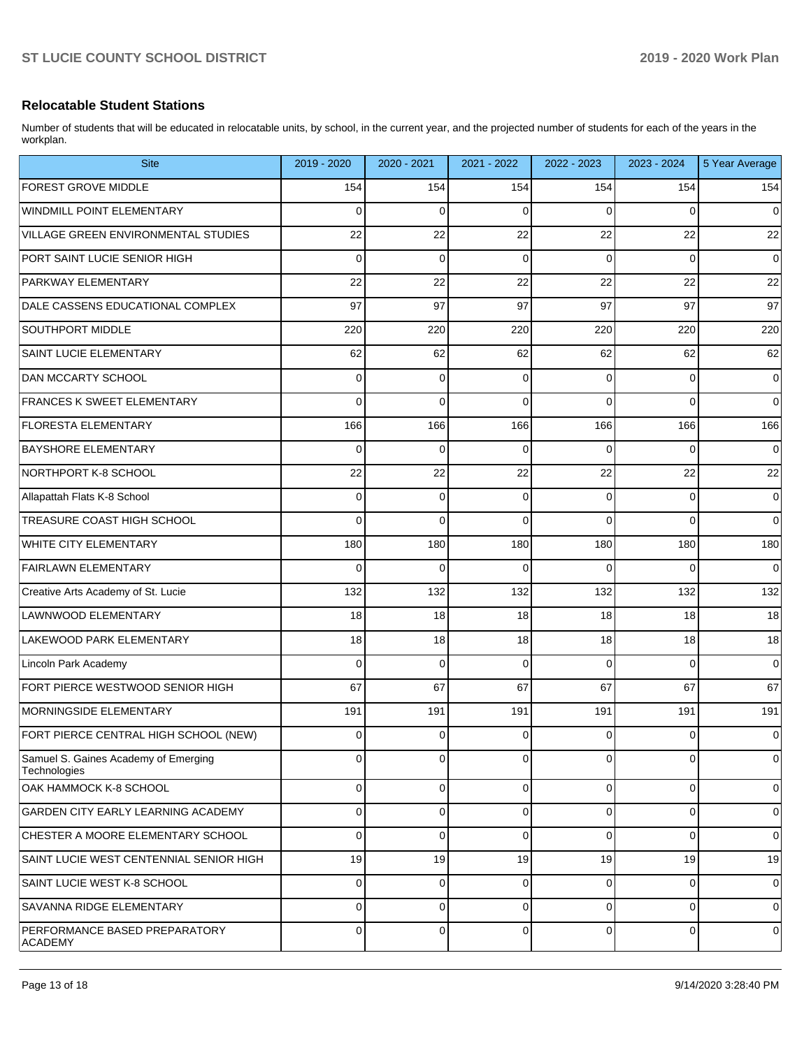## Relocatable Student Stations

Number of students that will be educated in relocatable units, by school, in the current year, and the projected number of students for each of the years in the workplan.

| Site | 2019 - 2020 | 2020 - 2021 | 2021 - 2022 | 2022 - 2023 | 2023 - 2024 | 5 Year Average |
|---|---|---|---|---|---|---|
| FOREST GROVE MIDDLE | 154 | 154 | 154 | 154 | 154 | 154 |
| WINDMILL POINT ELEMENTARY | 0 | 0 | 0 | 0 | 0 | 0 |
| VILLAGE GREEN ENVIRONMENTAL STUDIES | 22 | 22 | 22 | 22 | 22 | 22 |
| PORT SAINT LUCIE SENIOR HIGH | 0 | 0 | 0 | 0 | 0 | 0 |
| PARKWAY ELEMENTARY | 22 | 22 | 22 | 22 | 22 | 22 |
| DALE CASSENS EDUCATIONAL COMPLEX | 97 | 97 | 97 | 97 | 97 | 97 |
| SOUTHPORT MIDDLE | 220 | 220 | 220 | 220 | 220 | 220 |
| SAINT LUCIE ELEMENTARY | 62 | 62 | 62 | 62 | 62 | 62 |
| DAN MCCARTY SCHOOL | 0 | 0 | 0 | 0 | 0 | 0 |
| FRANCES K SWEET ELEMENTARY | 0 | 0 | 0 | 0 | 0 | 0 |
| FLORESTA ELEMENTARY | 166 | 166 | 166 | 166 | 166 | 166 |
| BAYSHORE ELEMENTARY | 0 | 0 | 0 | 0 | 0 | 0 |
| NORTHPORT K-8 SCHOOL | 22 | 22 | 22 | 22 | 22 | 22 |
| Allapattah Flats K-8 School | 0 | 0 | 0 | 0 | 0 | 0 |
| TREASURE COAST HIGH SCHOOL | 0 | 0 | 0 | 0 | 0 | 0 |
| WHITE CITY ELEMENTARY | 180 | 180 | 180 | 180 | 180 | 180 |
| FAIRLAWN ELEMENTARY | 0 | 0 | 0 | 0 | 0 | 0 |
| Creative Arts Academy of St. Lucie | 132 | 132 | 132 | 132 | 132 | 132 |
| LAWNWOOD ELEMENTARY | 18 | 18 | 18 | 18 | 18 | 18 |
| LAKEWOOD PARK ELEMENTARY | 18 | 18 | 18 | 18 | 18 | 18 |
| Lincoln Park Academy | 0 | 0 | 0 | 0 | 0 | 0 |
| FORT PIERCE WESTWOOD SENIOR HIGH | 67 | 67 | 67 | 67 | 67 | 67 |
| MORNINGSIDE ELEMENTARY | 191 | 191 | 191 | 191 | 191 | 191 |
| FORT PIERCE CENTRAL HIGH SCHOOL (NEW) | 0 | 0 | 0 | 0 | 0 | 0 |
| Samuel S. Gaines Academy of Emerging Technologies | 0 | 0 | 0 | 0 | 0 | 0 |
| OAK HAMMOCK K-8 SCHOOL | 0 | 0 | 0 | 0 | 0 | 0 |
| GARDEN CITY EARLY LEARNING ACADEMY | 0 | 0 | 0 | 0 | 0 | 0 |
| CHESTER A MOORE ELEMENTARY SCHOOL | 0 | 0 | 0 | 0 | 0 | 0 |
| SAINT LUCIE WEST CENTENNIAL SENIOR HIGH | 19 | 19 | 19 | 19 | 19 | 19 |
| SAINT LUCIE WEST K-8 SCHOOL | 0 | 0 | 0 | 0 | 0 | 0 |
| SAVANNA RIDGE ELEMENTARY | 0 | 0 | 0 | 0 | 0 | 0 |
| PERFORMANCE BASED PREPARATORY ACADEMY | 0 | 0 | 0 | 0 | 0 | 0 |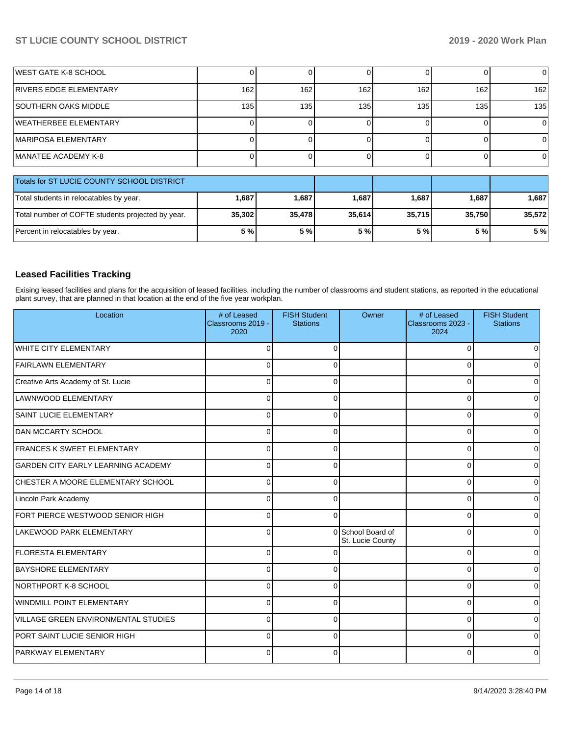| | | | | | | |
|---|---|---|---|---|---|---|
| WEST GATE K-8 SCHOOL | 0 | 0 | 0 | 0 | 0 | 0 |
| RIVERS EDGE ELEMENTARY | 162 | 162 | 162 | 162 | 162 | 162 |
| SOUTHERN OAKS MIDDLE | 135 | 135 | 135 | 135 | 135 | 135 |
| WEATHERBEE ELEMENTARY | 0 | 0 | 0 | 0 | 0 | 0 |
| MARIPOSA ELEMENTARY | 0 | 0 | 0 | 0 | 0 | 0 |
| MANATEE ACADEMY K-8 | 0 | 0 | 0 | 0 | 0 | 0 |

| Totals for ST LUCIE COUNTY SCHOOL DISTRICT | | | | | | |
|---|---|---|---|---|---|---|
| Total students in relocatables by year. | **1,687** | **1,687** | **1,687** | **1,687** | **1,687** | **1,687** |
| Total number of COFTE students projected by year. | **35,302** | **35,478** | **35,614** | **35,715** | **35,750** | **35,572** |
| Percent in relocatables by year. | **5 %** | **5 %** | **5 %** | **5 %** | **5 %** | **5 %** |

### Leased Facilities Tracking

Exising leased facilities and plans for the acquisition of leased facilities, including the number of classrooms and student stations, as reported in the educational plant survey, that are planned in that location at the end of the five year workplan.

| Location | # of Leased Classrooms 2019 - 2020 | FISH Student Stations | Owner | # of Leased Classrooms 2023 - 2024 | FISH Student Stations |
|---|---|---|---|---|---|
| WHITE CITY ELEMENTARY | 0 | 0 | | 0 | 0 |
| FAIRLAWN ELEMENTARY | 0 | 0 | | 0 | 0 |
| Creative Arts Academy of St. Lucie | 0 | 0 | | 0 | 0 |
| LAWNWOOD ELEMENTARY | 0 | 0 | | 0 | 0 |
| SAINT LUCIE ELEMENTARY | 0 | 0 | | 0 | 0 |
| DAN MCCARTY SCHOOL | 0 | 0 | | 0 | 0 |
| FRANCES K SWEET ELEMENTARY | 0 | 0 | | 0 | 0 |
| GARDEN CITY EARLY LEARNING ACADEMY | 0 | 0 | | 0 | 0 |
| CHESTER A MOORE ELEMENTARY SCHOOL | 0 | 0 | | 0 | 0 |
| Lincoln Park Academy | 0 | 0 | | 0 | 0 |
| FORT PIERCE WESTWOOD SENIOR HIGH | 0 | 0 | | 0 | 0 |
| LAKEWOOD PARK ELEMENTARY | 0 | 0 | School Board of St. Lucie County | 0 | 0 |
| FLORESTA ELEMENTARY | 0 | 0 | | 0 | 0 |
| BAYSHORE ELEMENTARY | 0 | 0 | | 0 | 0 |
| NORTHPORT K-8 SCHOOL | 0 | 0 | | 0 | 0 |
| WINDMILL POINT ELEMENTARY | 0 | 0 | | 0 | 0 |
| VILLAGE GREEN ENVIRONMENTAL STUDIES | 0 | 0 | | 0 | 0 |
| PORT SAINT LUCIE SENIOR HIGH | 0 | 0 | | 0 | 0 |
| PARKWAY ELEMENTARY | 0 | 0 | | 0 | 0 |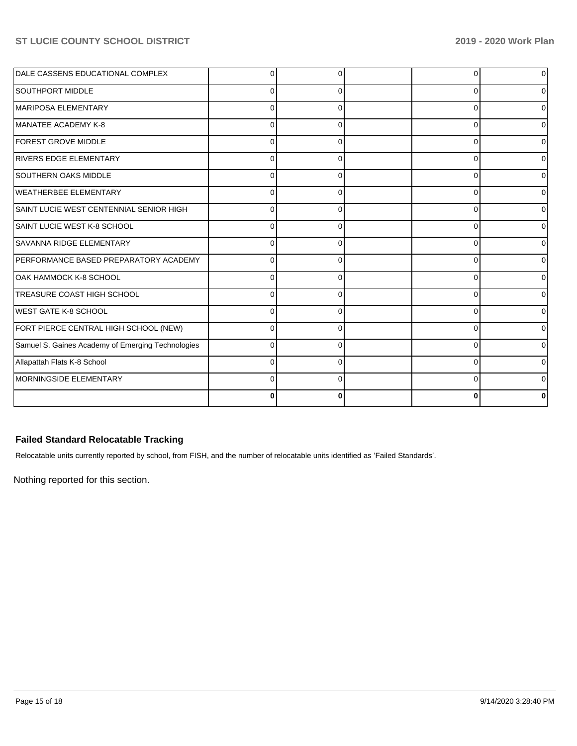| | | | | | |
|---|---|---|---|---|---|
| DALE CASSENS EDUCATIONAL COMPLEX | 0 | 0 | | 0 | 0 |
| SOUTHPORT MIDDLE | 0 | 0 | | 0 | 0 |
| MARIPOSA ELEMENTARY | 0 | 0 | | 0 | 0 |
| MANATEE ACADEMY K-8 | 0 | 0 | | 0 | 0 |
| FOREST GROVE MIDDLE | 0 | 0 | | 0 | 0 |
| RIVERS EDGE ELEMENTARY | 0 | 0 | | 0 | 0 |
| SOUTHERN OAKS MIDDLE | 0 | 0 | | 0 | 0 |
| WEATHERBEE ELEMENTARY | 0 | 0 | | 0 | 0 |
| SAINT LUCIE WEST CENTENNIAL SENIOR HIGH | 0 | 0 | | 0 | 0 |
| SAINT LUCIE WEST K-8 SCHOOL | 0 | 0 | | 0 | 0 |
| SAVANNA RIDGE ELEMENTARY | 0 | 0 | | 0 | 0 |
| PERFORMANCE BASED PREPARATORY ACADEMY | 0 | 0 | | 0 | 0 |
| OAK HAMMOCK K-8 SCHOOL | 0 | 0 | | 0 | 0 |
| TREASURE COAST HIGH SCHOOL | 0 | 0 | | 0 | 0 |
| WEST GATE K-8 SCHOOL | 0 | 0 | | 0 | 0 |
| FORT PIERCE CENTRAL HIGH SCHOOL (NEW) | 0 | 0 | | 0 | 0 |
| Samuel S. Gaines Academy of Emerging Technologies | 0 | 0 | | 0 | 0 |
| Allapattah Flats K-8 School | 0 | 0 | | 0 | 0 |
| MORNINGSIDE ELEMENTARY | 0 | 0 | | 0 | 0 |
| | **0** | **0** | | **0** | **0** |

### Failed Standard Relocatable Tracking

Relocatable units currently reported by school, from FISH, and the number of relocatable units identified as 'Failed Standards'.

Nothing reported for this section.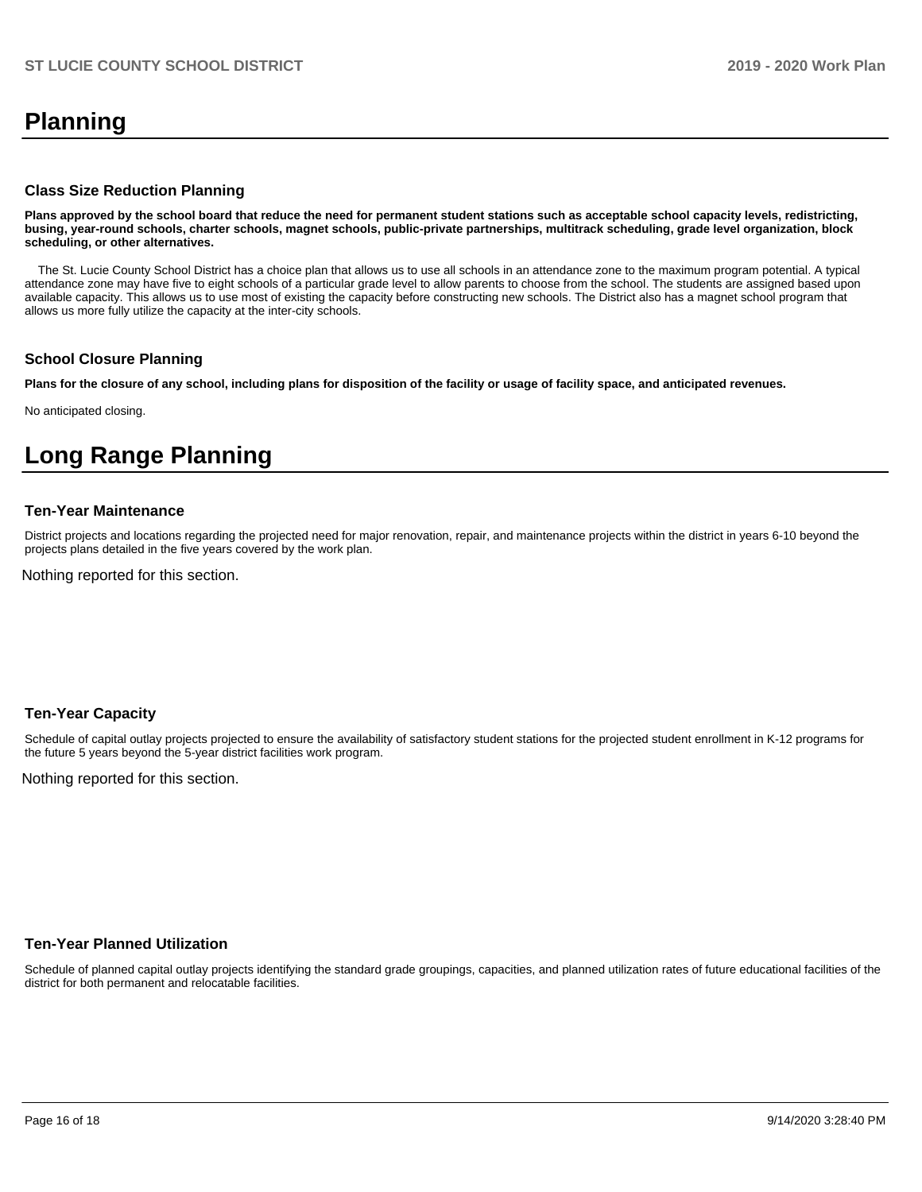# Planning

### Class Size Reduction Planning

**Plans approved by the school board that reduce the need for permanent student stations such as acceptable school capacity levels, redistricting, busing, year-round schools, charter schools, magnet schools, public-private partnerships, multitrack scheduling, grade level organization, block scheduling, or other alternatives.**

The St. Lucie County School District has a choice plan that allows us to use all schools in an attendance zone to the maximum program potential. A typical attendance zone may have five to eight schools of a particular grade level to allow parents to choose from the school. The students are assigned based upon available capacity. This allows us to use most of existing the capacity before constructing new schools. The District also has a magnet school program that allows us more fully utilize the capacity at the inter-city schools.

### School Closure Planning

**Plans for the closure of any school, including plans for disposition of the facility or usage of facility space, and anticipated revenues.**

No anticipated closing.

# Long Range Planning

### Ten-Year Maintenance

District projects and locations regarding the projected need for major renovation, repair, and maintenance projects within the district in years 6-10 beyond the projects plans detailed in the five years covered by the work plan.

Nothing reported for this section.

### Ten-Year Capacity

Schedule of capital outlay projects projected to ensure the availability of satisfactory student stations for the projected student enrollment in K-12 programs for the future 5 years beyond the 5-year district facilities work program.

Nothing reported for this section.

### Ten-Year Planned Utilization

Schedule of planned capital outlay projects identifying the standard grade groupings, capacities, and planned utilization rates of future educational facilities of the district for both permanent and relocatable facilities.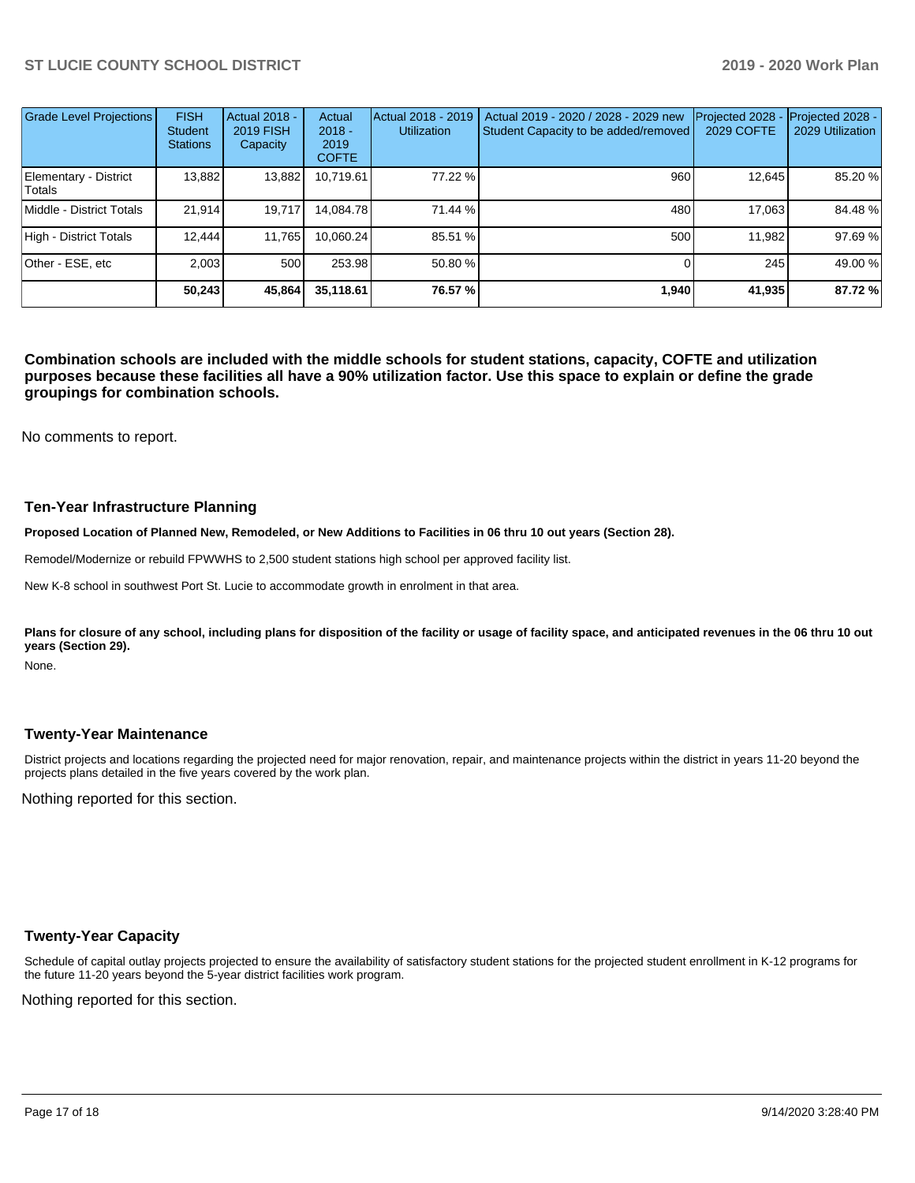| Grade Level Projections | FISH Student Stations | Actual 2018 - 2019 FISH Capacity | Actual 2018 - 2019 COFTE | Actual 2018 - 2019 Utilization | Actual 2019 - 2020 / 2028 - 2029 new Student Capacity to be added/removed | Projected 2028 - 2029 COFTE | Projected 2028 - 2029 Utilization |
|---|---|---|---|---|---|---|---|
| Elementary - District Totals | 13,882 | 13,882 | 10,719.61 | 77.22 % | 960 | 12,645 | 85.20 % |
| Middle - District Totals | 21,914 | 19,717 | 14,084.78 | 71.44 % | 480 | 17,063 | 84.48 % |
| High - District Totals | 12,444 | 11,765 | 10,060.24 | 85.51 % | 500 | 11,982 | 97.69 % |
| Other - ESE, etc | 2,003 | 500 | 253.98 | 50.80 % | 0 | 245 | 49.00 % |
| | **50,243** | **45,864** | **35,118.61** | **76.57 %** | **1,940** | **41,935** | **87.72 %** |

**Combination schools are included with the middle schools for student stations, capacity, COFTE and utilization purposes because these facilities all have a 90% utilization factor. Use this space to explain or define the grade groupings for combination schools.**

No comments to report.

### Ten-Year Infrastructure Planning

**Proposed Location of Planned New, Remodeled, or New Additions to Facilities in 06 thru 10 out years (Section 28).**

Remodel/Modernize or rebuild FPWWHS to 2,500 student stations high school per approved facility list.

New K-8 school in southwest Port St. Lucie to accommodate growth in enrolment in that area.

**Plans for closure of any school, including plans for disposition of the facility or usage of facility space, and anticipated revenues in the 06 thru 10 out years (Section 29).**

None.

### Twenty-Year Maintenance

District projects and locations regarding the projected need for major renovation, repair, and maintenance projects within the district in years 11-20 beyond the projects plans detailed in the five years covered by the work plan.

Nothing reported for this section.

### Twenty-Year Capacity

Schedule of capital outlay projects projected to ensure the availability of satisfactory student stations for the projected student enrollment in K-12 programs for the future 11-20 years beyond the 5-year district facilities work program.

Nothing reported for this section.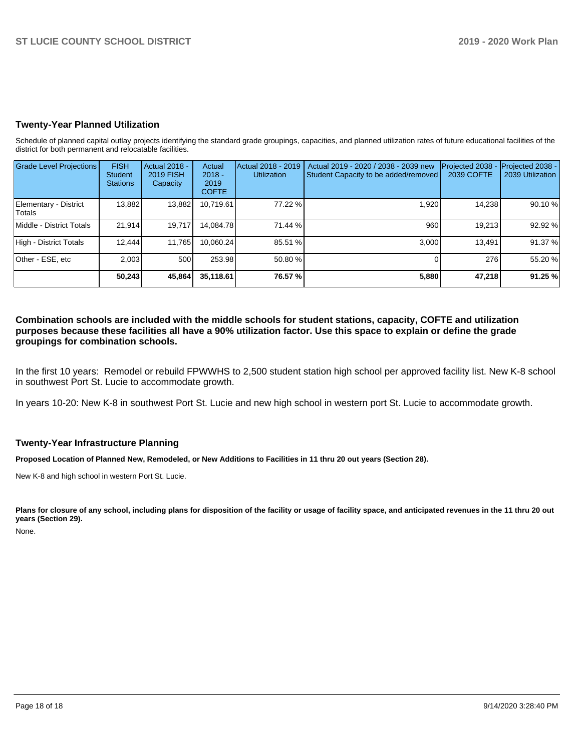## Twenty-Year Planned Utilization

Schedule of planned capital outlay projects identifying the standard grade groupings, capacities, and planned utilization rates of future educational facilities of the district for both permanent and relocatable facilities.

| Grade Level Projections | FISH Student Stations | Actual 2018 - 2019 FISH Capacity | Actual 2018 - 2019 COFTE | Actual 2018 - 2019 Utilization | Actual 2019 - 2020 / 2038 - 2039 new Student Capacity to be added/removed | Projected 2038 - 2039 COFTE | Projected 2038 - 2039 Utilization |
|---|---|---|---|---|---|---|---|
| Elementary - District Totals | 13,882 | 13,882 | 10,719.61 | 77.22 % | 1,920 | 14,238 | 90.10 % |
| Middle - District Totals | 21,914 | 19,717 | 14,084.78 | 71.44 % | 960 | 19,213 | 92.92 % |
| High - District Totals | 12,444 | 11,765 | 10,060.24 | 85.51 % | 3,000 | 13,491 | 91.37 % |
| Other - ESE, etc | 2,003 | 500 | 253.98 | 50.80 % | 0 | 276 | 55.20 % |
| | **50,243** | **45,864** | **35,118.61** | **76.57 %** | **5,880** | **47,218** | **91.25 %** |

**Combination schools are included with the middle schools for student stations, capacity, COFTE and utilization purposes because these facilities all have a 90% utilization factor. Use this space to explain or define the grade groupings for combination schools.**

In the first 10 years: Remodel or rebuild FPWWHS to 2,500 student station high school per approved facility list. New K-8 school in southwest Port St. Lucie to accommodate growth.

In years 10-20: New K-8 in southwest Port St. Lucie and new high school in western port St. Lucie to accommodate growth.

## Twenty-Year Infrastructure Planning

**Proposed Location of Planned New, Remodeled, or New Additions to Facilities in 11 thru 20 out years (Section 28).**

New K-8 and high school in western Port St. Lucie.

**Plans for closure of any school, including plans for disposition of the facility or usage of facility space, and anticipated revenues in the 11 thru 20 out years (Section 29).**

None.